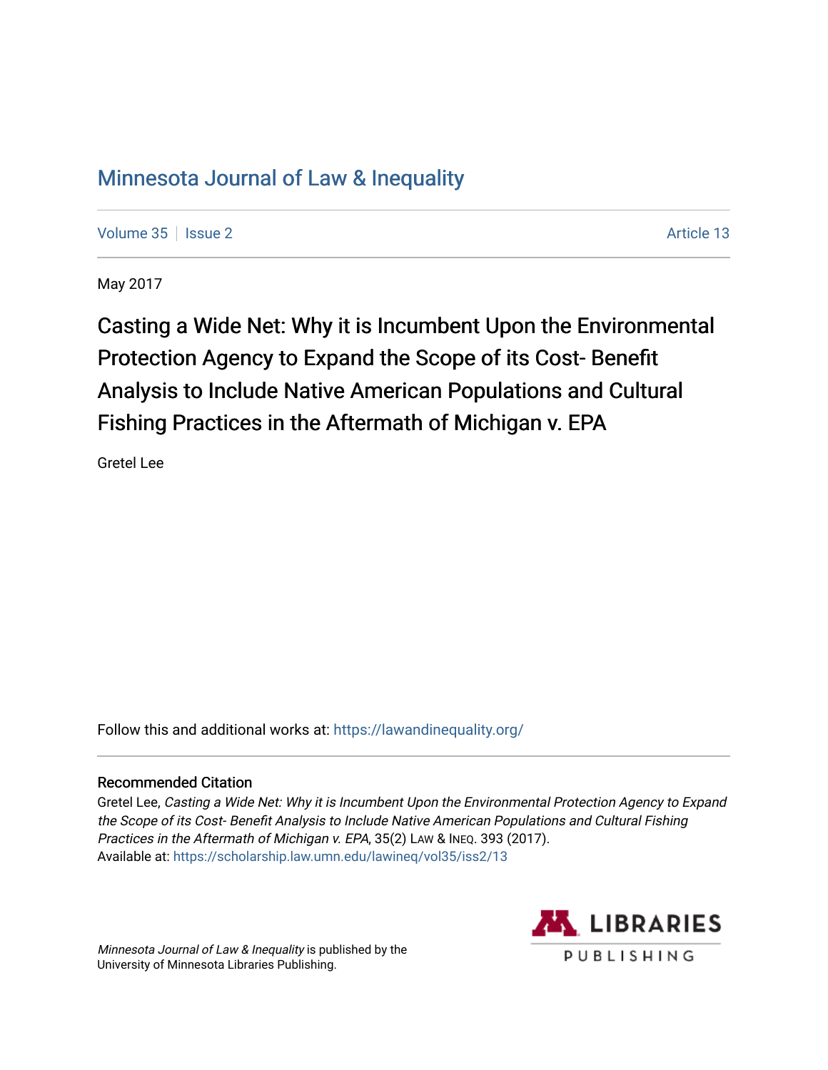# Minnesota Journal of Law & Inequality

Volume 35 | Issue 2 | Article 13

May 2017

## Casting a Wide Net: Why it is Incumbent Upon the Environmental Protection Agency to Expand the Scope of its Cost- Benefit Analysis to Include Native American Populations and Cultural Fishing Practices in the Aftermath of Michigan v. EPA

Gretel Lee

Follow this and additional works at: https://lawandinequality.org/

### Recommended Citation

Gretel Lee, *Casting a Wide Net: Why it is Incumbent Upon the Environmental Protection Agency to Expand the Scope of its Cost- Benefit Analysis to Include Native American Populations and Cultural Fishing Practices in the Aftermath of Michigan v. EPA*, 35(2) LAW & INEQ. 393 (2017).
Available at: https://scholarship.law.umn.edu/lawineq/vol35/iss2/13

*Minnesota Journal of Law & Inequality* is published by the University of Minnesota Libraries Publishing.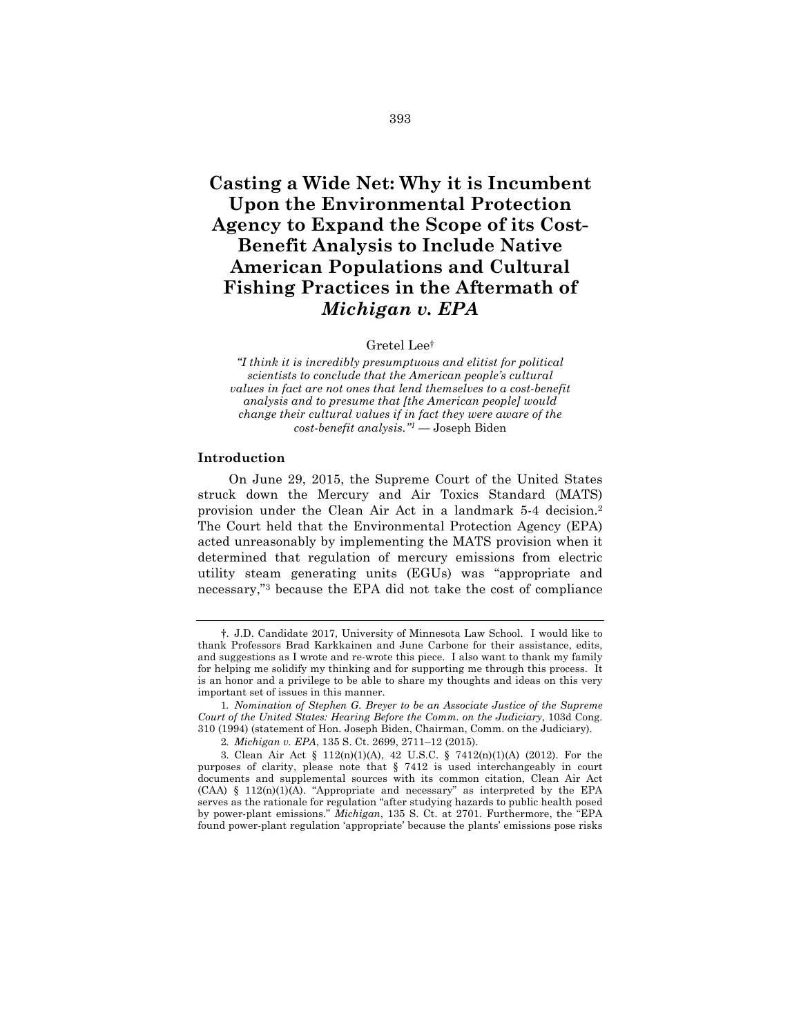# Casting a Wide Net: Why it is Incumbent Upon the Environmental Protection Agency to Expand the Scope of its Cost-Benefit Analysis to Include Native American Populations and Cultural Fishing Practices in the Aftermath of *Michigan v. EPA*

Gretel Lee†

*"I think it is incredibly presumptuous and elitist for political scientists to conclude that the American people's cultural values in fact are not ones that lend themselves to a cost-benefit analysis and to presume that [the American people] would change their cultural values if in fact they were aware of the cost-benefit analysis."*[1] — Joseph Biden

### Introduction

On June 29, 2015, the Supreme Court of the United States struck down the Mercury and Air Toxics Standard (MATS) provision under the Clean Air Act in a landmark 5-4 decision.[2] The Court held that the Environmental Protection Agency (EPA) acted unreasonably by implementing the MATS provision when it determined that regulation of mercury emissions from electric utility steam generating units (EGUs) was "appropriate and necessary,"[3] because the EPA did not take the cost of compliance

---

†. J.D. Candidate 2017, University of Minnesota Law School. I would like to thank Professors Brad Karkkainen and June Carbone for their assistance, edits, and suggestions as I wrote and re-wrote this piece. I also want to thank my family for helping me solidify my thinking and for supporting me through this process. It is an honor and a privilege to be able to share my thoughts and ideas on this very important set of issues in this manner.

1. *Nomination of Stephen G. Breyer to be an Associate Justice of the Supreme Court of the United States: Hearing Before the Comm. on the Judiciary*, 103d Cong. 310 (1994) (statement of Hon. Joseph Biden, Chairman, Comm. on the Judiciary).

2. *Michigan v. EPA*, 135 S. Ct. 2699, 2711–12 (2015).

3. Clean Air Act § 112(n)(1)(A), 42 U.S.C. § 7412(n)(1)(A) (2012). For the purposes of clarity, please note that § 7412 is used interchangeably in court documents and supplemental sources with its common citation, Clean Air Act (CAA) § 112(n)(1)(A). "Appropriate and necessary" as interpreted by the EPA serves as the rationale for regulation "after studying hazards to public health posed by power-plant emissions." *Michigan*, 135 S. Ct. at 2701. Furthermore, the "EPA found power-plant regulation 'appropriate' because the plants' emissions pose risks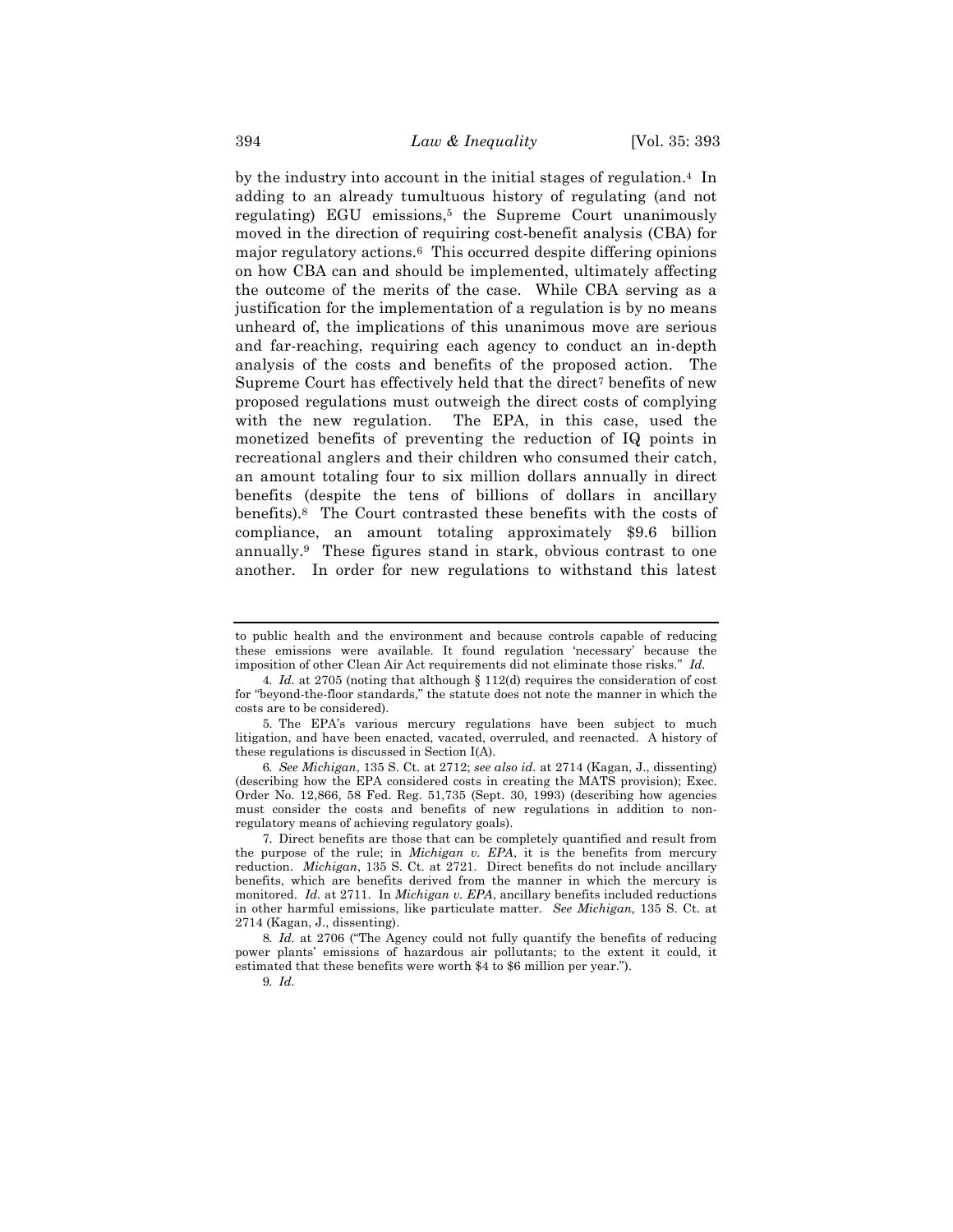by the industry into account in the initial stages of regulation.[4] In adding to an already tumultuous history of regulating (and not regulating) EGU emissions,[5] the Supreme Court unanimously moved in the direction of requiring cost-benefit analysis (CBA) for major regulatory actions.[6] This occurred despite differing opinions on how CBA can and should be implemented, ultimately affecting the outcome of the merits of the case. While CBA serving as a justification for the implementation of a regulation is by no means unheard of, the implications of this unanimous move are serious and far-reaching, requiring each agency to conduct an in-depth analysis of the costs and benefits of the proposed action. The Supreme Court has effectively held that the direct[7] benefits of new proposed regulations must outweigh the direct costs of complying with the new regulation. The EPA, in this case, used the monetized benefits of preventing the reduction of IQ points in recreational anglers and their children who consumed their catch, an amount totaling four to six million dollars annually in direct benefits (despite the tens of billions of dollars in ancillary benefits).[8] The Court contrasted these benefits with the costs of compliance, an amount totaling approximately $9.6 billion annually.[9] These figures stand in stark, obvious contrast to one another. In order for new regulations to withstand this latest

---

to public health and the environment and because controls capable of reducing these emissions were available. It found regulation 'necessary' because the imposition of other Clean Air Act requirements did not eliminate those risks." *Id.*

4. *Id.* at 2705 (noting that although § 112(d) requires the consideration of cost for "beyond-the-floor standards," the statute does not note the manner in which the costs are to be considered).

5. The EPA's various mercury regulations have been subject to much litigation, and have been enacted, vacated, overruled, and reenacted. A history of these regulations is discussed in Section I(A).

6. *See Michigan*, 135 S. Ct. at 2712; *see also id.* at 2714 (Kagan, J., dissenting) (describing how the EPA considered costs in creating the MATS provision); Exec. Order No. 12,866, 58 Fed. Reg. 51,735 (Sept. 30, 1993) (describing how agencies must consider the costs and benefits of new regulations in addition to non-regulatory means of achieving regulatory goals).

7. Direct benefits are those that can be completely quantified and result from the purpose of the rule; in *Michigan v. EPA*, it is the benefits from mercury reduction. *Michigan*, 135 S. Ct. at 2721. Direct benefits do not include ancillary benefits, which are benefits derived from the manner in which the mercury is monitored. *Id.* at 2711. In *Michigan v. EPA*, ancillary benefits included reductions in other harmful emissions, like particulate matter. *See Michigan,* 135 S. Ct. at 2714 (Kagan, J., dissenting).

8. *Id.* at 2706 ("The Agency could not fully quantify the benefits of reducing power plants' emissions of hazardous air pollutants; to the extent it could, it estimated that these benefits were worth $4 to $6 million per year.").

9. *Id.*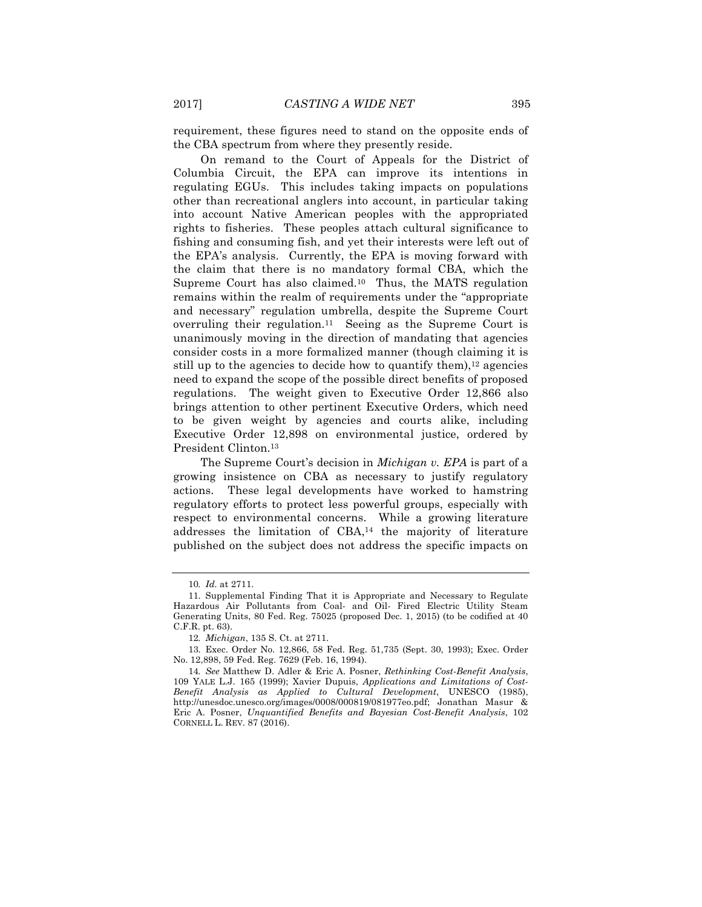requirement, these figures need to stand on the opposite ends of the CBA spectrum from where they presently reside.

On remand to the Court of Appeals for the District of Columbia Circuit, the EPA can improve its intentions in regulating EGUs. This includes taking impacts on populations other than recreational anglers into account, in particular taking into account Native American peoples with the appropriated rights to fisheries. These peoples attach cultural significance to fishing and consuming fish, and yet their interests were left out of the EPA's analysis. Currently, the EPA is moving forward with the claim that there is no mandatory formal CBA, which the Supreme Court has also claimed.[10] Thus, the MATS regulation remains within the realm of requirements under the "appropriate and necessary" regulation umbrella, despite the Supreme Court overruling their regulation.[11] Seeing as the Supreme Court is unanimously moving in the direction of mandating that agencies consider costs in a more formalized manner (though claiming it is still up to the agencies to decide how to quantify them),[12] agencies need to expand the scope of the possible direct benefits of proposed regulations. The weight given to Executive Order 12,866 also brings attention to other pertinent Executive Orders, which need to be given weight by agencies and courts alike, including Executive Order 12,898 on environmental justice, ordered by President Clinton.[13]

The Supreme Court's decision in *Michigan v. EPA* is part of a growing insistence on CBA as necessary to justify regulatory actions. These legal developments have worked to hamstring regulatory efforts to protect less powerful groups, especially with respect to environmental concerns. While a growing literature addresses the limitation of CBA,[14] the majority of literature published on the subject does not address the specific impacts on

---

10. *Id.* at 2711.

11. Supplemental Finding That it is Appropriate and Necessary to Regulate Hazardous Air Pollutants from Coal- and Oil- Fired Electric Utility Steam Generating Units, 80 Fed. Reg. 75025 (proposed Dec. 1, 2015) (to be codified at 40 C.F.R. pt. 63).

12. *Michigan*, 135 S. Ct. at 2711.

13. Exec. Order No. 12,866, 58 Fed. Reg. 51,735 (Sept. 30, 1993); Exec. Order No. 12,898, 59 Fed. Reg. 7629 (Feb. 16, 1994).

14. *See* Matthew D. Adler & Eric A. Posner, *Rethinking Cost-Benefit Analysis*, 109 YALE L.J. 165 (1999); Xavier Dupuis, *Applications and Limitations of Cost-Benefit Analysis as Applied to Cultural Development*, UNESCO (1985), http://unesdoc.unesco.org/images/0008/000819/081977eo.pdf; Jonathan Masur & Eric A. Posner, *Unquantified Benefits and Bayesian Cost-Benefit Analysis*, 102 CORNELL L. REV. 87 (2016).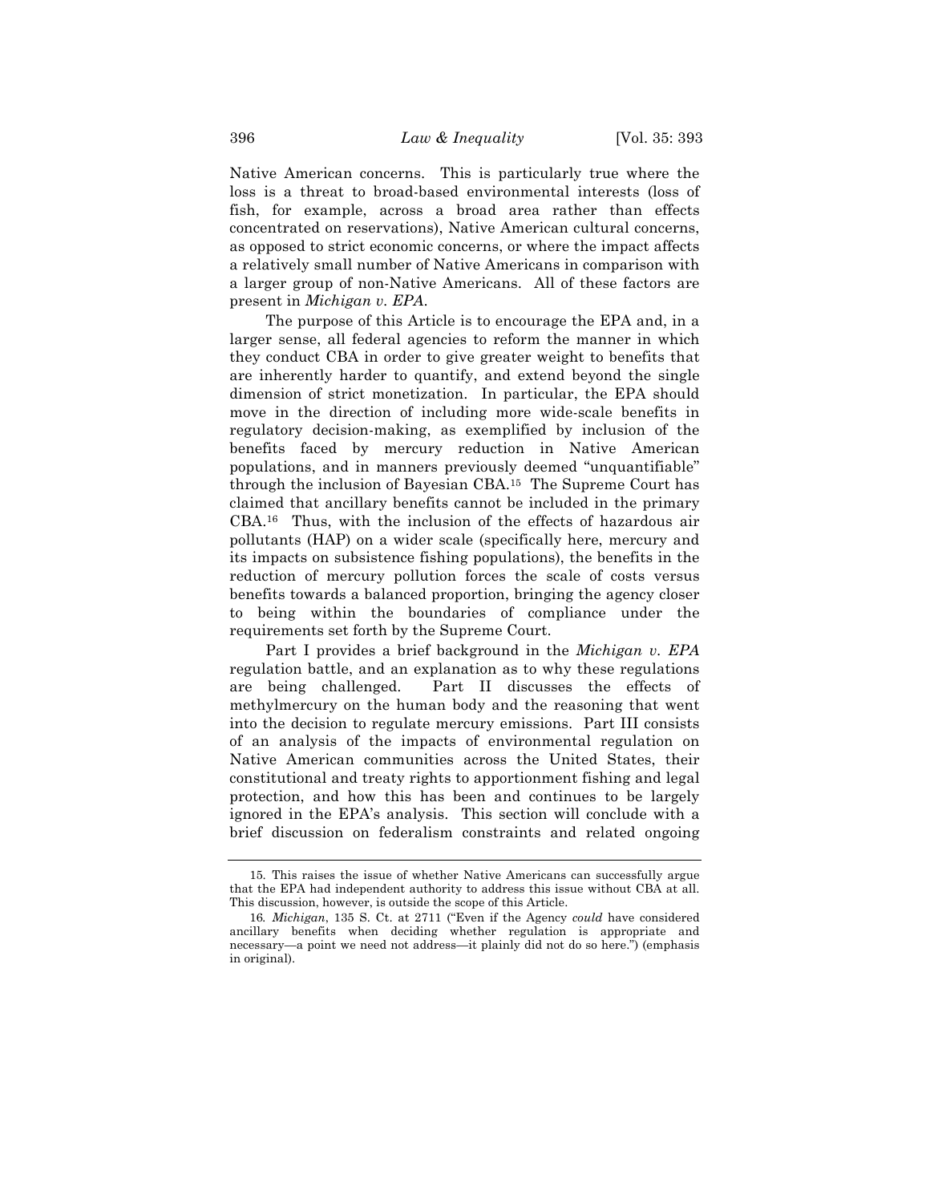Native American concerns. This is particularly true where the loss is a threat to broad-based environmental interests (loss of fish, for example, across a broad area rather than effects concentrated on reservations), Native American cultural concerns, as opposed to strict economic concerns, or where the impact affects a relatively small number of Native Americans in comparison with a larger group of non-Native Americans. All of these factors are present in *Michigan v. EPA*.

The purpose of this Article is to encourage the EPA and, in a larger sense, all federal agencies to reform the manner in which they conduct CBA in order to give greater weight to benefits that are inherently harder to quantify, and extend beyond the single dimension of strict monetization. In particular, the EPA should move in the direction of including more wide-scale benefits in regulatory decision-making, as exemplified by inclusion of the benefits faced by mercury reduction in Native American populations, and in manners previously deemed "unquantifiable" through the inclusion of Bayesian CBA.[15] The Supreme Court has claimed that ancillary benefits cannot be included in the primary CBA.[16] Thus, with the inclusion of the effects of hazardous air pollutants (HAP) on a wider scale (specifically here, mercury and its impacts on subsistence fishing populations), the benefits in the reduction of mercury pollution forces the scale of costs versus benefits towards a balanced proportion, bringing the agency closer to being within the boundaries of compliance under the requirements set forth by the Supreme Court.

Part I provides a brief background in the *Michigan v. EPA* regulation battle, and an explanation as to why these regulations are being challenged. Part II discusses the effects of methylmercury on the human body and the reasoning that went into the decision to regulate mercury emissions. Part III consists of an analysis of the impacts of environmental regulation on Native American communities across the United States, their constitutional and treaty rights to apportionment fishing and legal protection, and how this has been and continues to be largely ignored in the EPA's analysis. This section will conclude with a brief discussion on federalism constraints and related ongoing

---

15. This raises the issue of whether Native Americans can successfully argue that the EPA had independent authority to address this issue without CBA at all. This discussion, however, is outside the scope of this Article.

16. *Michigan*, 135 S. Ct. at 2711 ("Even if the Agency *could* have considered ancillary benefits when deciding whether regulation is appropriate and necessary—a point we need not address—it plainly did not do so here.") (emphasis in original).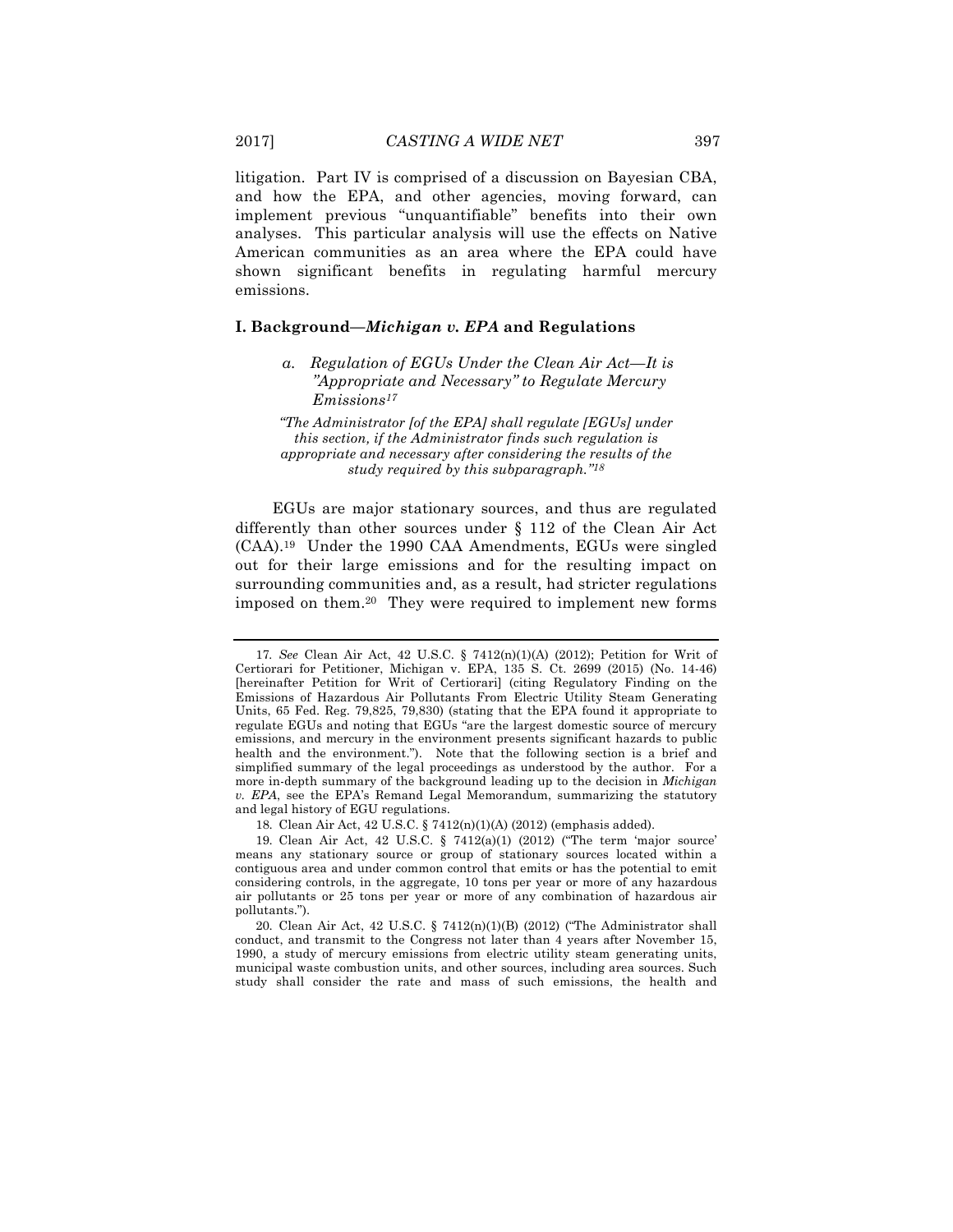litigation. Part IV is comprised of a discussion on Bayesian CBA, and how the EPA, and other agencies, moving forward, can implement previous "unquantifiable" benefits into their own analyses. This particular analysis will use the effects on Native American communities as an area where the EPA could have shown significant benefits in regulating harmful mercury emissions.

## I. Background—*Michigan v. EPA* and Regulations

### *a. Regulation of EGUs Under the Clean Air Act—It is "Appropriate and Necessary" to Regulate Mercury Emissions*[17]

> *"The Administrator [of the EPA] shall regulate [EGUs] under this section, if the Administrator finds such regulation is appropriate and necessary after considering the results of the study required by this subparagraph."*[18]

EGUs are major stationary sources, and thus are regulated differently than other sources under § 112 of the Clean Air Act (CAA).[19] Under the 1990 CAA Amendments, EGUs were singled out for their large emissions and for the resulting impact on surrounding communities and, as a result, had stricter regulations imposed on them.[20] They were required to implement new forms

---

17. *See* Clean Air Act, 42 U.S.C. § 7412(n)(1)(A) (2012); Petition for Writ of Certiorari for Petitioner, Michigan v. EPA, 135 S. Ct. 2699 (2015) (No. 14-46) [hereinafter Petition for Writ of Certiorari] (citing Regulatory Finding on the Emissions of Hazardous Air Pollutants From Electric Utility Steam Generating Units, 65 Fed. Reg. 79,825, 79,830) (stating that the EPA found it appropriate to regulate EGUs and noting that EGUs "are the largest domestic source of mercury emissions, and mercury in the environment presents significant hazards to public health and the environment."). Note that the following section is a brief and simplified summary of the legal proceedings as understood by the author. For a more in-depth summary of the background leading up to the decision in *Michigan v. EPA*, see the EPA's Remand Legal Memorandum, summarizing the statutory and legal history of EGU regulations.

18. Clean Air Act, 42 U.S.C. § 7412(n)(1)(A) (2012) (emphasis added).

19. Clean Air Act, 42 U.S.C. § 7412(a)(1) (2012) ("The term 'major source' means any stationary source or group of stationary sources located within a contiguous area and under common control that emits or has the potential to emit considering controls, in the aggregate, 10 tons per year or more of any hazardous air pollutants or 25 tons per year or more of any combination of hazardous air pollutants.").

20. Clean Air Act, 42 U.S.C. § 7412(n)(1)(B) (2012) ("The Administrator shall conduct, and transmit to the Congress not later than 4 years after November 15, 1990, a study of mercury emissions from electric utility steam generating units, municipal waste combustion units, and other sources, including area sources. Such study shall consider the rate and mass of such emissions, the health and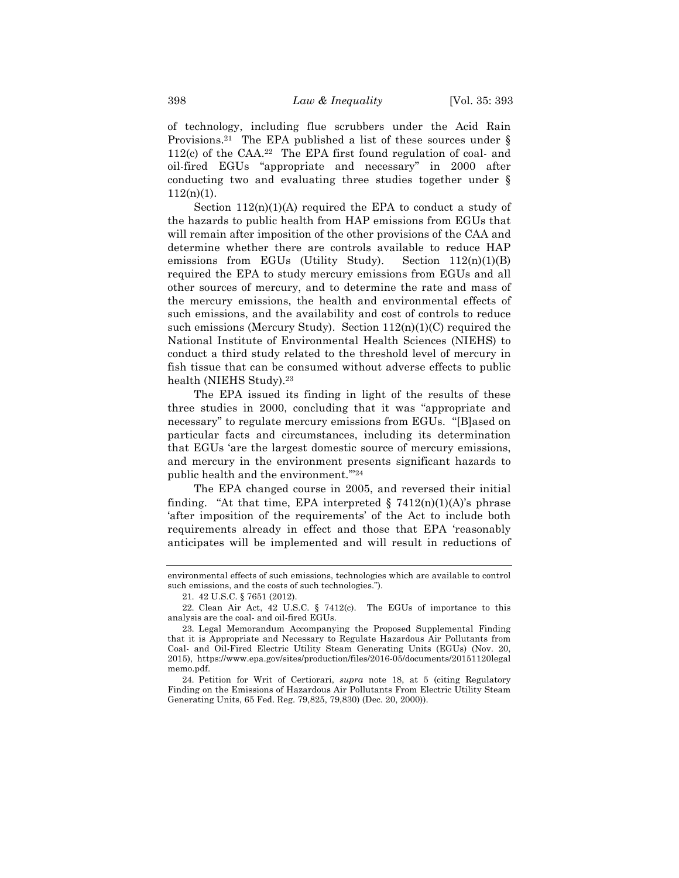of technology, including flue scrubbers under the Acid Rain Provisions.[21] The EPA published a list of these sources under § 112(c) of the CAA.[22] The EPA first found regulation of coal- and oil-fired EGUs "appropriate and necessary" in 2000 after conducting two and evaluating three studies together under § 112(n)(1).

Section 112(n)(1)(A) required the EPA to conduct a study of the hazards to public health from HAP emissions from EGUs that will remain after imposition of the other provisions of the CAA and determine whether there are controls available to reduce HAP emissions from EGUs (Utility Study). Section 112(n)(1)(B) required the EPA to study mercury emissions from EGUs and all other sources of mercury, and to determine the rate and mass of the mercury emissions, the health and environmental effects of such emissions, and the availability and cost of controls to reduce such emissions (Mercury Study). Section 112(n)(1)(C) required the National Institute of Environmental Health Sciences (NIEHS) to conduct a third study related to the threshold level of mercury in fish tissue that can be consumed without adverse effects to public health (NIEHS Study).[23]

The EPA issued its finding in light of the results of these three studies in 2000, concluding that it was "appropriate and necessary" to regulate mercury emissions from EGUs. "[B]ased on particular facts and circumstances, including its determination that EGUs 'are the largest domestic source of mercury emissions, and mercury in the environment presents significant hazards to public health and the environment.'"[24]

The EPA changed course in 2005, and reversed their initial finding. "At that time, EPA interpreted § 7412(n)(1)(A)'s phrase 'after imposition of the requirements' of the Act to include both requirements already in effect and those that EPA 'reasonably anticipates will be implemented and will result in reductions of

---

environmental effects of such emissions, technologies which are available to control such emissions, and the costs of such technologies.").

21. 42 U.S.C. § 7651 (2012).

22. Clean Air Act, 42 U.S.C. § 7412(c). The EGUs of importance to this analysis are the coal- and oil-fired EGUs.

23. Legal Memorandum Accompanying the Proposed Supplemental Finding that it is Appropriate and Necessary to Regulate Hazardous Air Pollutants from Coal- and Oil-Fired Electric Utility Steam Generating Units (EGUs) (Nov. 20, 2015), https://www.epa.gov/sites/production/files/2016-05/documents/20151120legalmemo.pdf.

24. Petition for Writ of Certiorari, *supra* note 18, at 5 (citing Regulatory Finding on the Emissions of Hazardous Air Pollutants From Electric Utility Steam Generating Units, 65 Fed. Reg. 79,825, 79,830) (Dec. 20, 2000)).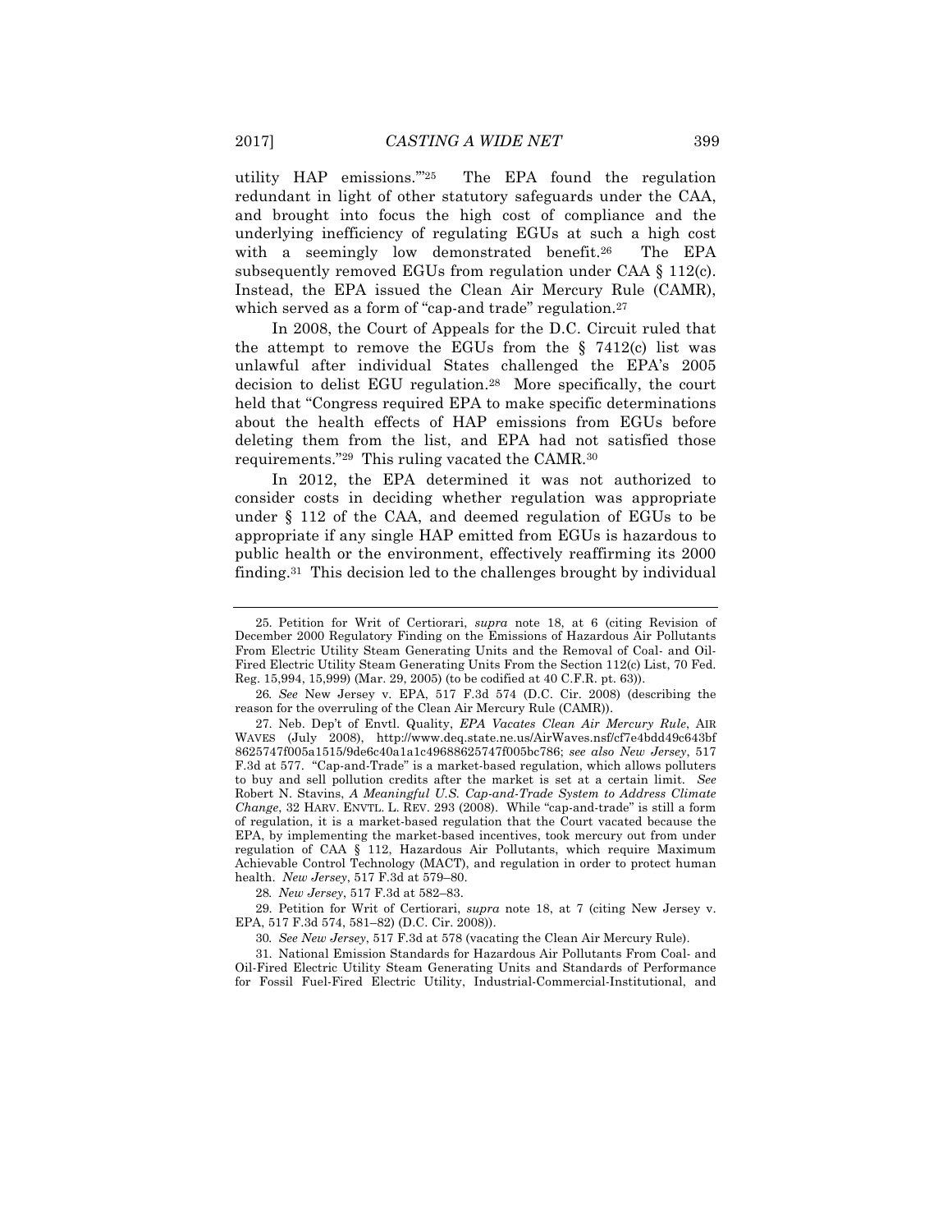utility HAP emissions.'"[25] The EPA found the regulation redundant in light of other statutory safeguards under the CAA, and brought into focus the high cost of compliance and the underlying inefficiency of regulating EGUs at such a high cost with a seemingly low demonstrated benefit.[26] The EPA subsequently removed EGUs from regulation under CAA § 112(c). Instead, the EPA issued the Clean Air Mercury Rule (CAMR), which served as a form of "cap-and trade" regulation.[27]

In 2008, the Court of Appeals for the D.C. Circuit ruled that the attempt to remove the EGUs from the § 7412(c) list was unlawful after individual States challenged the EPA's 2005 decision to delist EGU regulation.[28] More specifically, the court held that "Congress required EPA to make specific determinations about the health effects of HAP emissions from EGUs before deleting them from the list, and EPA had not satisfied those requirements."[29] This ruling vacated the CAMR.[30]

In 2012, the EPA determined it was not authorized to consider costs in deciding whether regulation was appropriate under § 112 of the CAA, and deemed regulation of EGUs to be appropriate if any single HAP emitted from EGUs is hazardous to public health or the environment, effectively reaffirming its 2000 finding.[31] This decision led to the challenges brought by individual

---

25. Petition for Writ of Certiorari, *supra* note 18, at 6 (citing Revision of December 2000 Regulatory Finding on the Emissions of Hazardous Air Pollutants From Electric Utility Steam Generating Units and the Removal of Coal- and Oil-Fired Electric Utility Steam Generating Units From the Section 112(c) List, 70 Fed. Reg. 15,994, 15,999) (Mar. 29, 2005) (to be codified at 40 C.F.R. pt. 63)).

26. *See* New Jersey v. EPA, 517 F.3d 574 (D.C. Cir. 2008) (describing the reason for the overruling of the Clean Air Mercury Rule (CAMR)).

27. Neb. Dep't of Envtl. Quality, *EPA Vacates Clean Air Mercury Rule*, AIR WAVES (July 2008), http://www.deq.state.ne.us/AirWaves.nsf/cf7e4bdd49c643bf8625747f005a1515/9de6c40a1a1c49688625747f005bc786; *see also New Jersey*, 517 F.3d at 577. "Cap-and-Trade" is a market-based regulation, which allows polluters to buy and sell pollution credits after the market is set at a certain limit. *See* Robert N. Stavins, *A Meaningful U.S. Cap-and-Trade System to Address Climate Change*, 32 HARV. ENVTL. L. REV. 293 (2008). While "cap-and-trade" is still a form of regulation, it is a market-based regulation that the Court vacated because the EPA, by implementing the market-based incentives, took mercury out from under regulation of CAA § 112, Hazardous Air Pollutants, which require Maximum Achievable Control Technology (MACT), and regulation in order to protect human health. *New Jersey*, 517 F.3d at 579–80.

28. *New Jersey*, 517 F.3d at 582–83.

29. Petition for Writ of Certiorari, *supra* note 18, at 7 (citing New Jersey v. EPA, 517 F.3d 574, 581–82) (D.C. Cir. 2008)).

30. *See New Jersey*, 517 F.3d at 578 (vacating the Clean Air Mercury Rule).

31. National Emission Standards for Hazardous Air Pollutants From Coal- and Oil-Fired Electric Utility Steam Generating Units and Standards of Performance for Fossil Fuel-Fired Electric Utility, Industrial-Commercial-Institutional, and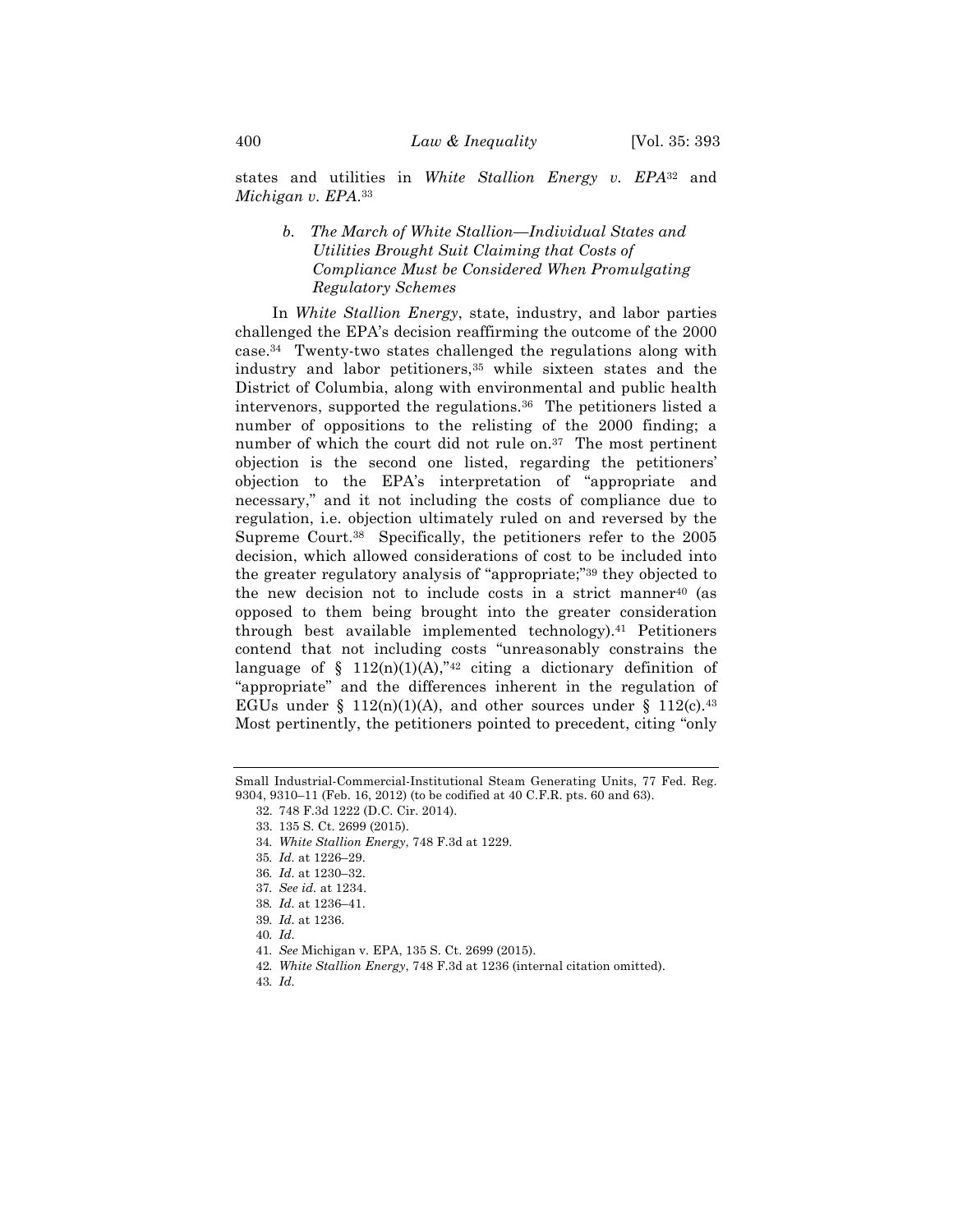states and utilities in *White Stallion Energy v. EPA*[32] and *Michigan v. EPA*.[33]

### *b. The March of White Stallion—Individual States and Utilities Brought Suit Claiming that Costs of Compliance Must be Considered When Promulgating Regulatory Schemes*

In *White Stallion Energy*, state, industry, and labor parties challenged the EPA's decision reaffirming the outcome of the 2000 case.[34] Twenty-two states challenged the regulations along with industry and labor petitioners,[35] while sixteen states and the District of Columbia, along with environmental and public health intervenors, supported the regulations.[36] The petitioners listed a number of oppositions to the relisting of the 2000 finding; a number of which the court did not rule on.[37] The most pertinent objection is the second one listed, regarding the petitioners' objection to the EPA's interpretation of "appropriate and necessary," and it not including the costs of compliance due to regulation, i.e. objection ultimately ruled on and reversed by the Supreme Court.[38] Specifically, the petitioners refer to the 2005 decision, which allowed considerations of cost to be included into the greater regulatory analysis of "appropriate;"[39] they objected to the new decision not to include costs in a strict manner[40] (as opposed to them being brought into the greater consideration through best available implemented technology).[41] Petitioners contend that not including costs "unreasonably constrains the language of § 112(n)(1)(A),"[42] citing a dictionary definition of "appropriate" and the differences inherent in the regulation of EGUs under § 112(n)(1)(A), and other sources under § 112(c).[43] Most pertinently, the petitioners pointed to precedent, citing "only

---

Small Industrial-Commercial-Institutional Steam Generating Units, 77 Fed. Reg. 9304, 9310–11 (Feb. 16, 2012) (to be codified at 40 C.F.R. pts. 60 and 63).

32. 748 F.3d 1222 (D.C. Cir. 2014).

33. 135 S. Ct. 2699 (2015).

34. *White Stallion Energy*, 748 F.3d at 1229.

35. *Id.* at 1226–29.

36. *Id.* at 1230–32.

37. *See id.* at 1234.

38. *Id.* at 1236–41.

39. *Id.* at 1236.

40. *Id.*

41. *See* Michigan v. EPA, 135 S. Ct. 2699 (2015).

42. *White Stallion Energy*, 748 F.3d at 1236 (internal citation omitted).

43. *Id.*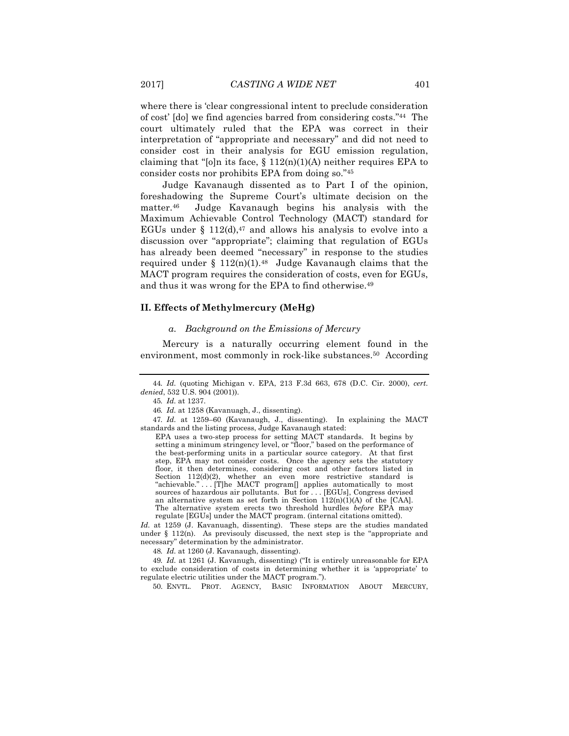where there is 'clear congressional intent to preclude consideration of cost' [do] we find agencies barred from considering costs."[44] The court ultimately ruled that the EPA was correct in their interpretation of "appropriate and necessary" and did not need to consider cost in their analysis for EGU emission regulation, claiming that "[o]n its face, § 112(n)(1)(A) neither requires EPA to consider costs nor prohibits EPA from doing so."[45]

Judge Kavanaugh dissented as to Part I of the opinion, foreshadowing the Supreme Court's ultimate decision on the matter.[46] Judge Kavanaugh begins his analysis with the Maximum Achievable Control Technology (MACT) standard for EGUs under § 112(d),[47] and allows his analysis to evolve into a discussion over "appropriate"; claiming that regulation of EGUs has already been deemed "necessary" in response to the studies required under § 112(n)(1).[48] Judge Kavanaugh claims that the MACT program requires the consideration of costs, even for EGUs, and thus it was wrong for the EPA to find otherwise.[49]

### II. Effects of Methylmercury (MeHg)

#### *a. Background on the Emissions of Mercury*

Mercury is a naturally occurring element found in the environment, most commonly in rock-like substances.[50] According

---

44. *Id.* (quoting Michigan v. EPA, 213 F.3d 663, 678 (D.C. Cir. 2000), *cert. denied*, 532 U.S. 904 (2001)).

45. *Id.* at 1237.

46. *Id.* at 1258 (Kavanuagh, J., dissenting).

47. *Id.* at 1259–60 (Kavanaugh, J., dissenting). In explaining the MACT standards and the listing process, Judge Kavanaugh stated:

> EPA uses a two-step process for setting MACT standards. It begins by setting a minimum stringency level, or "floor," based on the performance of the best-performing units in a particular source category. At that first step, EPA may not consider costs. Once the agency sets the statutory floor, it then determines, considering cost and other factors listed in Section 112(d)(2), whether an even more restrictive standard is "achievable." . . . [T]he MACT program[] applies automatically to most sources of hazardous air pollutants. But for . . . [EGUs], Congress devised an alternative system as set forth in Section 112(n)(1)(A) of the [CAA]. The alternative system erects two threshold hurdles *before* EPA may regulate [EGUs] under the MACT program. (internal citations omitted).

*Id.* at 1259 (J. Kavanuagh, dissenting). These steps are the studies mandated under § 112(n). As previsouly discussed, the next step is the "appropriate and necessary" determination by the administrator.

48. *Id.* at 1260 (J. Kavanaugh, dissenting).

49. *Id.* at 1261 (J. Kavanugh, dissenting) ("It is entirely unreasonable for EPA to exclude consideration of costs in determining whether it is 'appropriate' to regulate electric utilities under the MACT program.").

50. ENVTL. PROT. AGENCY, BASIC INFORMATION ABOUT MERCURY,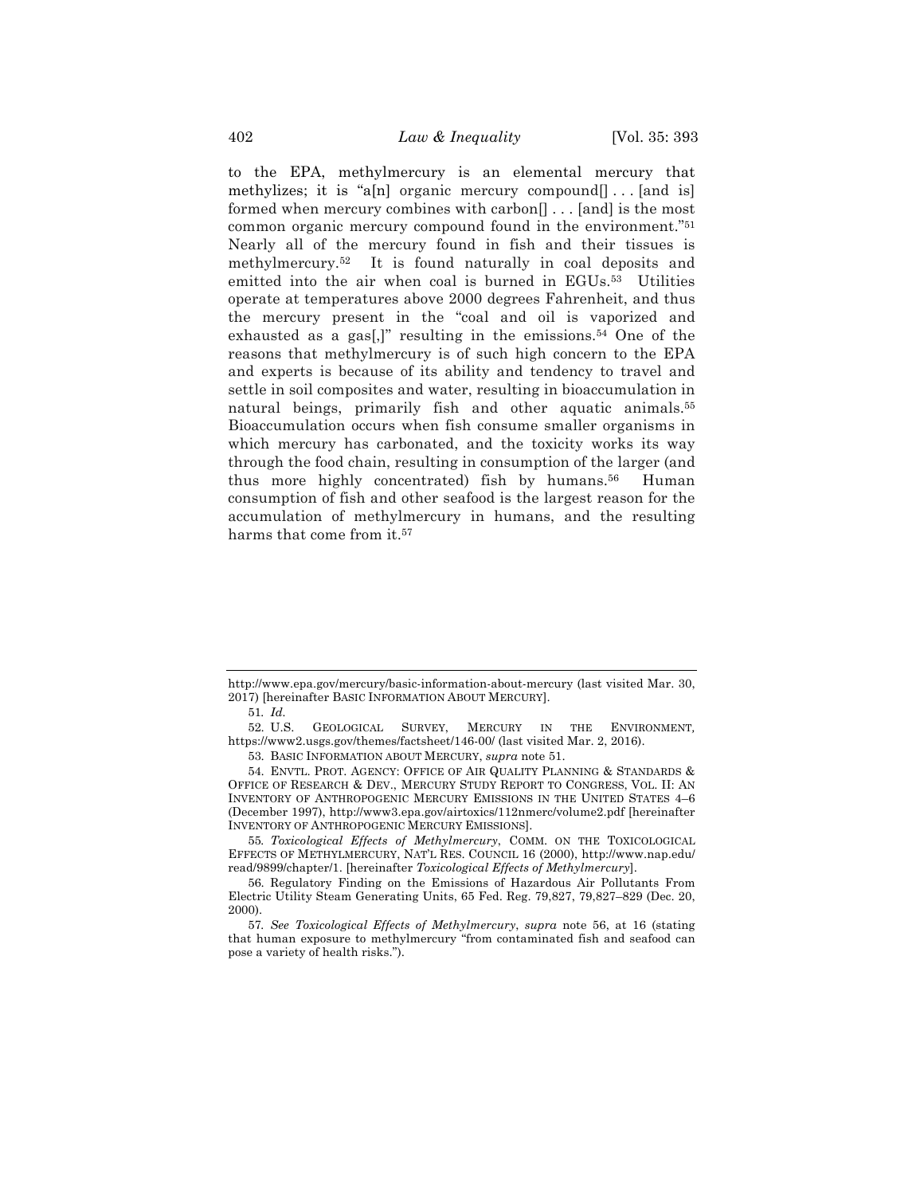to the EPA, methylmercury is an elemental mercury that methylizes; it is "a[n] organic mercury compound[] . . . [and is] formed when mercury combines with carbon[] . . . [and] is the most common organic mercury compound found in the environment."[51] Nearly all of the mercury found in fish and their tissues is methylmercury.[52] It is found naturally in coal deposits and emitted into the air when coal is burned in EGUs.[53] Utilities operate at temperatures above 2000 degrees Fahrenheit, and thus the mercury present in the "coal and oil is vaporized and exhausted as a gas[,]" resulting in the emissions.[54] One of the reasons that methylmercury is of such high concern to the EPA and experts is because of its ability and tendency to travel and settle in soil composites and water, resulting in bioaccumulation in natural beings, primarily fish and other aquatic animals.[55] Bioaccumulation occurs when fish consume smaller organisms in which mercury has carbonated, and the toxicity works its way through the food chain, resulting in consumption of the larger (and thus more highly concentrated) fish by humans.[56] Human consumption of fish and other seafood is the largest reason for the accumulation of methylmercury in humans, and the resulting harms that come from it.[57]

---

http://www.epa.gov/mercury/basic-information-about-mercury (last visited Mar. 30, 2017) [hereinafter BASIC INFORMATION ABOUT MERCURY].

51. *Id.*

52. U.S. GEOLOGICAL SURVEY, MERCURY IN THE ENVIRONMENT, https://www2.usgs.gov/themes/factsheet/146-00/ (last visited Mar. 2, 2016).

53. BASIC INFORMATION ABOUT MERCURY, *supra* note 51.

54. ENVTL. PROT. AGENCY: OFFICE OF AIR QUALITY PLANNING & STANDARDS & OFFICE OF RESEARCH & DEV., MERCURY STUDY REPORT TO CONGRESS, VOL. II: AN INVENTORY OF ANTHROPOGENIC MERCURY EMISSIONS IN THE UNITED STATES 4–6 (December 1997), http://www3.epa.gov/airtoxics/112nmerc/volume2.pdf [hereinafter INVENTORY OF ANTHROPOGENIC MERCURY EMISSIONS].

55. *Toxicological Effects of Methylmercury*, COMM. ON THE TOXICOLOGICAL EFFECTS OF METHYLMERCURY, NAT'L RES. COUNCIL 16 (2000), http://www.nap.edu/read/9899/chapter/1. [hereinafter *Toxicological Effects of Methylmercury*].

56. Regulatory Finding on the Emissions of Hazardous Air Pollutants From Electric Utility Steam Generating Units, 65 Fed. Reg. 79,827, 79,827–829 (Dec. 20, 2000).

57. *See Toxicological Effects of Methylmercury*, *supra* note 56, at 16 (stating that human exposure to methylmercury "from contaminated fish and seafood can pose a variety of health risks.").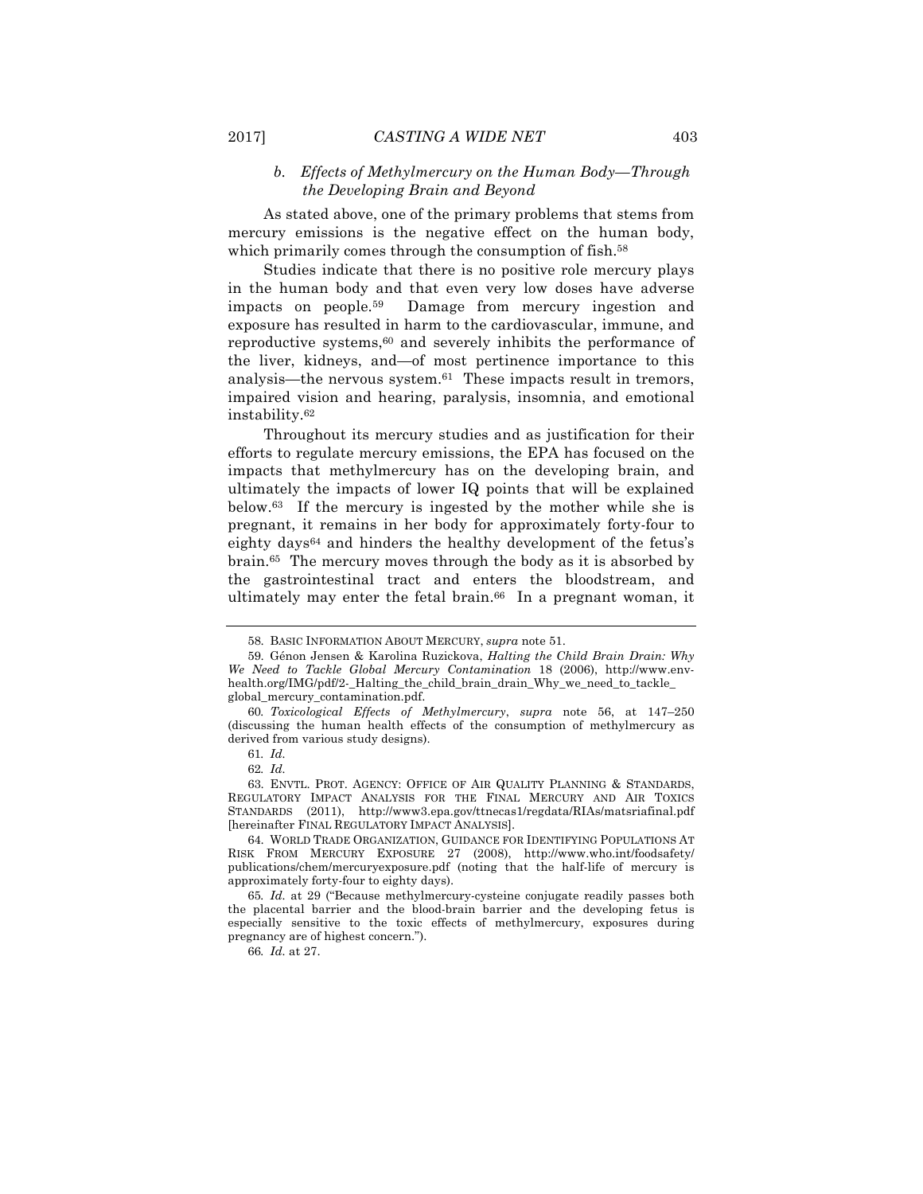### *b. Effects of Methylmercury on the Human Body—Through the Developing Brain and Beyond*

As stated above, one of the primary problems that stems from mercury emissions is the negative effect on the human body, which primarily comes through the consumption of fish.[58]

Studies indicate that there is no positive role mercury plays in the human body and that even very low doses have adverse impacts on people.[59] Damage from mercury ingestion and exposure has resulted in harm to the cardiovascular, immune, and reproductive systems,[60] and severely inhibits the performance of the liver, kidneys, and—of most pertinence importance to this analysis—the nervous system.[61] These impacts result in tremors, impaired vision and hearing, paralysis, insomnia, and emotional instability.[62]

Throughout its mercury studies and as justification for their efforts to regulate mercury emissions, the EPA has focused on the impacts that methylmercury has on the developing brain, and ultimately the impacts of lower IQ points that will be explained below.[63] If the mercury is ingested by the mother while she is pregnant, it remains in her body for approximately forty-four to eighty days[64] and hinders the healthy development of the fetus's brain.[65] The mercury moves through the body as it is absorbed by the gastrointestinal tract and enters the bloodstream, and ultimately may enter the fetal brain.[66] In a pregnant woman, it

---

58. BASIC INFORMATION ABOUT MERCURY, *supra* note 51.

59. Génon Jensen & Karolina Ruzickova, *Halting the Child Brain Drain: Why We Need to Tackle Global Mercury Contamination* 18 (2006), http://www.env-health.org/IMG/pdf/2-_Halting_the_child_brain_drain_Why_we_need_to_tackle_global_mercury_contamination.pdf.

60. *Toxicological Effects of Methylmercury*, *supra* note 56, at 147–250 (discussing the human health effects of the consumption of methylmercury as derived from various study designs).

61. *Id.*

62. *Id.*

63. ENVTL. PROT. AGENCY: OFFICE OF AIR QUALITY PLANNING & STANDARDS, REGULATORY IMPACT ANALYSIS FOR THE FINAL MERCURY AND AIR TOXICS STANDARDS (2011), http://www3.epa.gov/ttnecas1/regdata/RIAs/matsriafinal.pdf [hereinafter FINAL REGULATORY IMPACT ANALYSIS].

64. WORLD TRADE ORGANIZATION, GUIDANCE FOR IDENTIFYING POPULATIONS AT RISK FROM MERCURY EXPOSURE 27 (2008), http://www.who.int/foodsafety/publications/chem/mercuryexposure.pdf (noting that the half-life of mercury is approximately forty-four to eighty days).

65. *Id.* at 29 ("Because methylmercury-cysteine conjugate readily passes both the placental barrier and the blood-brain barrier and the developing fetus is especially sensitive to the toxic effects of methylmercury, exposures during pregnancy are of highest concern.").

66. *Id.* at 27.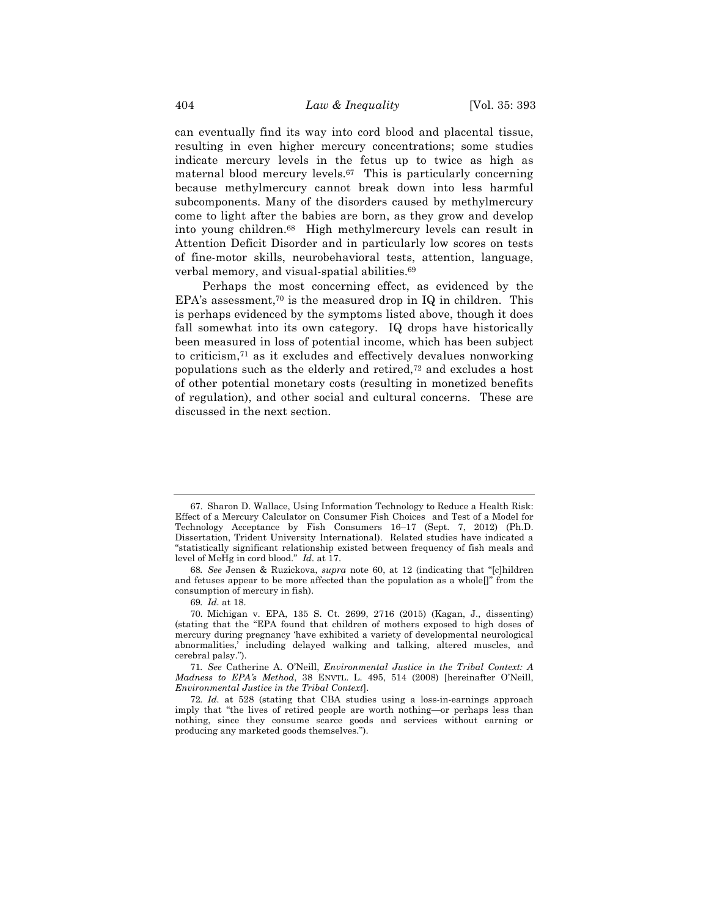can eventually find its way into cord blood and placental tissue, resulting in even higher mercury concentrations; some studies indicate mercury levels in the fetus up to twice as high as maternal blood mercury levels.[67] This is particularly concerning because methylmercury cannot break down into less harmful subcomponents. Many of the disorders caused by methylmercury come to light after the babies are born, as they grow and develop into young children.[68] High methylmercury levels can result in Attention Deficit Disorder and in particularly low scores on tests of fine-motor skills, neurobehavioral tests, attention, language, verbal memory, and visual-spatial abilities.[69]

Perhaps the most concerning effect, as evidenced by the EPA's assessment,[70] is the measured drop in IQ in children. This is perhaps evidenced by the symptoms listed above, though it does fall somewhat into its own category. IQ drops have historically been measured in loss of potential income, which has been subject to criticism,[71] as it excludes and effectively devalues nonworking populations such as the elderly and retired,[72] and excludes a host of other potential monetary costs (resulting in monetized benefits of regulation), and other social and cultural concerns. These are discussed in the next section.

---

67. Sharon D. Wallace, Using Information Technology to Reduce a Health Risk: Effect of a Mercury Calculator on Consumer Fish Choices and Test of a Model for Technology Acceptance by Fish Consumers 16–17 (Sept. 7, 2012) (Ph.D. Dissertation, Trident University International). Related studies have indicated a "statistically significant relationship existed between frequency of fish meals and level of MeHg in cord blood." *Id*. at 17.

68. *See* Jensen & Ruzickova, *supra* note 60, at 12 (indicating that "[c]hildren and fetuses appear to be more affected than the population as a whole[]" from the consumption of mercury in fish).

69. *Id.* at 18.

70. Michigan v. EPA, 135 S. Ct. 2699, 2716 (2015) (Kagan, J., dissenting) (stating that the "EPA found that children of mothers exposed to high doses of mercury during pregnancy 'have exhibited a variety of developmental neurological abnormalities,' including delayed walking and talking, altered muscles, and cerebral palsy.").

71. *See* Catherine A. O'Neill, *Environmental Justice in the Tribal Context: A Madness to EPA's Method*, 38 ENVTL. L. 495, 514 (2008) [hereinafter O'Neill, *Environmental Justice in the Tribal Context*].

72. *Id.* at 528 (stating that CBA studies using a loss-in-earnings approach imply that "the lives of retired people are worth nothing—or perhaps less than nothing, since they consume scarce goods and services without earning or producing any marketed goods themselves.").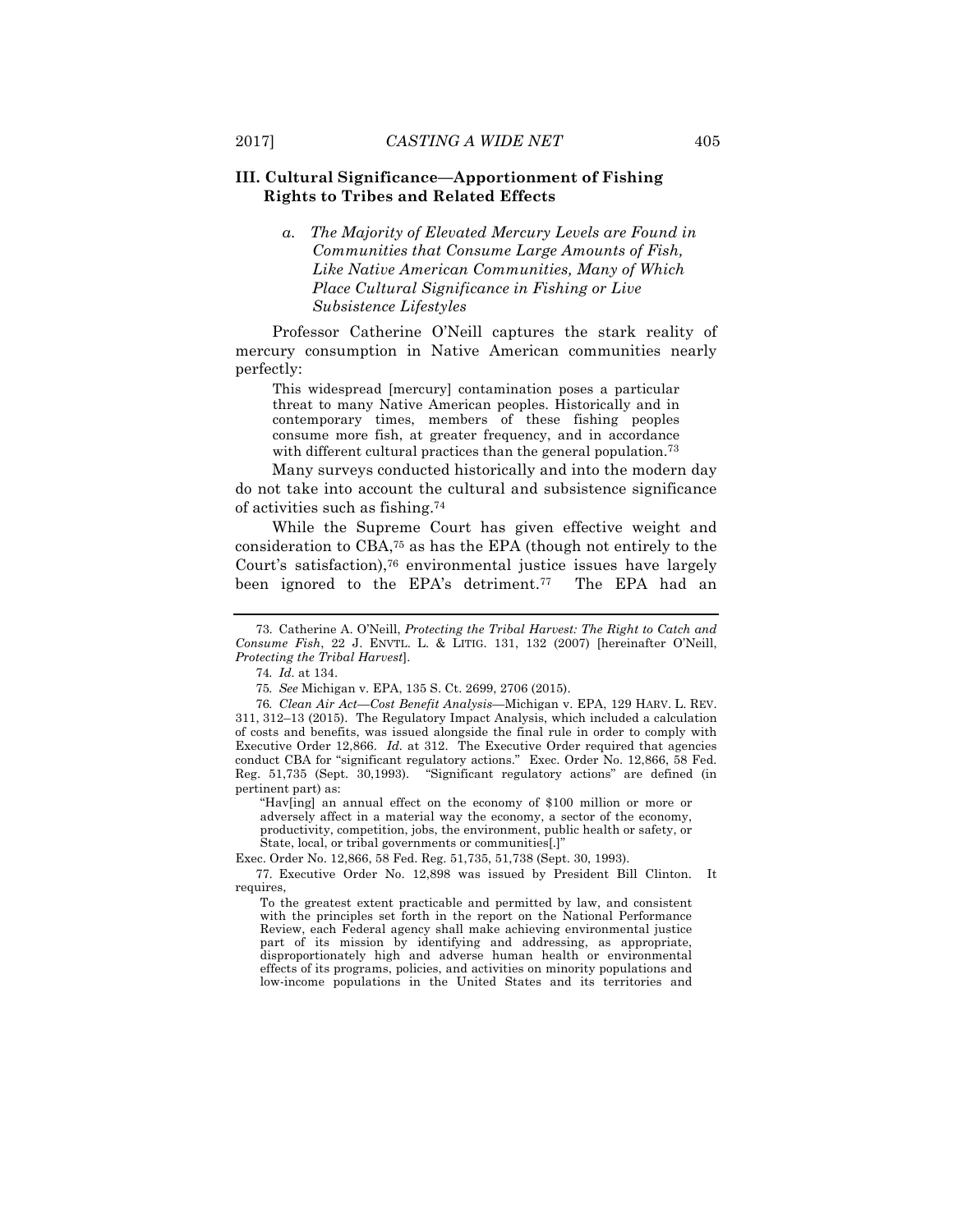## III. Cultural Significance—Apportionment of Fishing Rights to Tribes and Related Effects

### *a. The Majority of Elevated Mercury Levels are Found in Communities that Consume Large Amounts of Fish, Like Native American Communities, Many of Which Place Cultural Significance in Fishing or Live Subsistence Lifestyles*

Professor Catherine O'Neill captures the stark reality of mercury consumption in Native American communities nearly perfectly:

> This widespread [mercury] contamination poses a particular threat to many Native American peoples. Historically and in contemporary times, members of these fishing peoples consume more fish, at greater frequency, and in accordance with different cultural practices than the general population.[73]

Many surveys conducted historically and into the modern day do not take into account the cultural and subsistence significance of activities such as fishing.[74]

While the Supreme Court has given effective weight and consideration to CBA,[75] as has the EPA (though not entirely to the Court's satisfaction),[76] environmental justice issues have largely been ignored to the EPA's detriment.[77] The EPA had an

---

73. Catherine A. O'Neill, *Protecting the Tribal Harvest: The Right to Catch and Consume Fish*, 22 J. ENVTL. L. & LITIG. 131, 132 (2007) [hereinafter O'Neill, *Protecting the Tribal Harvest*].

74. *Id.* at 134.

75. *See* Michigan v. EPA, 135 S. Ct. 2699, 2706 (2015).

76. *Clean Air Act—Cost Benefit Analysis*—Michigan v. EPA, 129 HARV. L. REV. 311, 312–13 (2015). The Regulatory Impact Analysis, which included a calculation of costs and benefits, was issued alongside the final rule in order to comply with Executive Order 12,866. *Id.* at 312. The Executive Order required that agencies conduct CBA for "significant regulatory actions." Exec. Order No. 12,866, 58 Fed. Reg. 51,735 (Sept. 30,1993). "Significant regulatory actions" are defined (in pertinent part) as:

> "Hav[ing] an annual effect on the economy of $100 million or more or adversely affect in a material way the economy, a sector of the economy, productivity, competition, jobs, the environment, public health or safety, or State, local, or tribal governments or communities[.]"

Exec. Order No. 12,866, 58 Fed. Reg. 51,735, 51,738 (Sept. 30, 1993).

77. Executive Order No. 12,898 was issued by President Bill Clinton. It requires,

> To the greatest extent practicable and permitted by law, and consistent with the principles set forth in the report on the National Performance Review, each Federal agency shall make achieving environmental justice part of its mission by identifying and addressing, as appropriate, disproportionately high and adverse human health or environmental effects of its programs, policies, and activities on minority populations and low-income populations in the United States and its territories and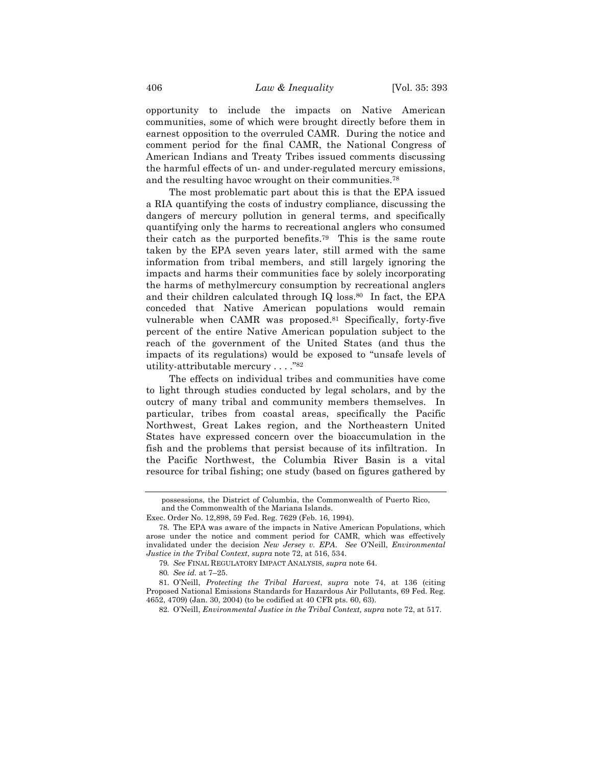opportunity to include the impacts on Native American communities, some of which were brought directly before them in earnest opposition to the overruled CAMR. During the notice and comment period for the final CAMR, the National Congress of American Indians and Treaty Tribes issued comments discussing the harmful effects of un- and under-regulated mercury emissions, and the resulting havoc wrought on their communities.[78]

The most problematic part about this is that the EPA issued a RIA quantifying the costs of industry compliance, discussing the dangers of mercury pollution in general terms, and specifically quantifying only the harms to recreational anglers who consumed their catch as the purported benefits.[79] This is the same route taken by the EPA seven years later, still armed with the same information from tribal members, and still largely ignoring the impacts and harms their communities face by solely incorporating the harms of methylmercury consumption by recreational anglers and their children calculated through IQ loss.[80] In fact, the EPA conceded that Native American populations would remain vulnerable when CAMR was proposed.[81] Specifically, forty-five percent of the entire Native American population subject to the reach of the government of the United States (and thus the impacts of its regulations) would be exposed to "unsafe levels of utility-attributable mercury . . . ."[82]

The effects on individual tribes and communities have come to light through studies conducted by legal scholars, and by the outcry of many tribal and community members themselves. In particular, tribes from coastal areas, specifically the Pacific Northwest, Great Lakes region, and the Northeastern United States have expressed concern over the bioaccumulation in the fish and the problems that persist because of its infiltration. In the Pacific Northwest, the Columbia River Basin is a vital resource for tribal fishing; one study (based on figures gathered by

---

possessions, the District of Columbia, the Commonwealth of Puerto Rico, and the Commonwealth of the Mariana Islands.

Exec. Order No. 12,898, 59 Fed. Reg. 7629 (Feb. 16, 1994).

78. The EPA was aware of the impacts in Native American Populations, which arose under the notice and comment period for CAMR, which was effectively invalidated under the decision *New Jersey v. EPA*. *See* O'Neill, *Environmental Justice in the Tribal Context*, *supra* note 72, at 516, 534.

79. *See* FINAL REGULATORY IMPACT ANALYSIS, *supra* note 64.

80. *See id.* at 7–25.

81. O'Neill, *Protecting the Tribal Harvest*, *supra* note 74, at 136 (citing Proposed National Emissions Standards for Hazardous Air Pollutants, 69 Fed. Reg. 4652, 4709) (Jan. 30, 2004) (to be codified at 40 CFR pts. 60, 63).

82. O'Neill, *Environmental Justice in the Tribal Context, supra* note 72, at 517.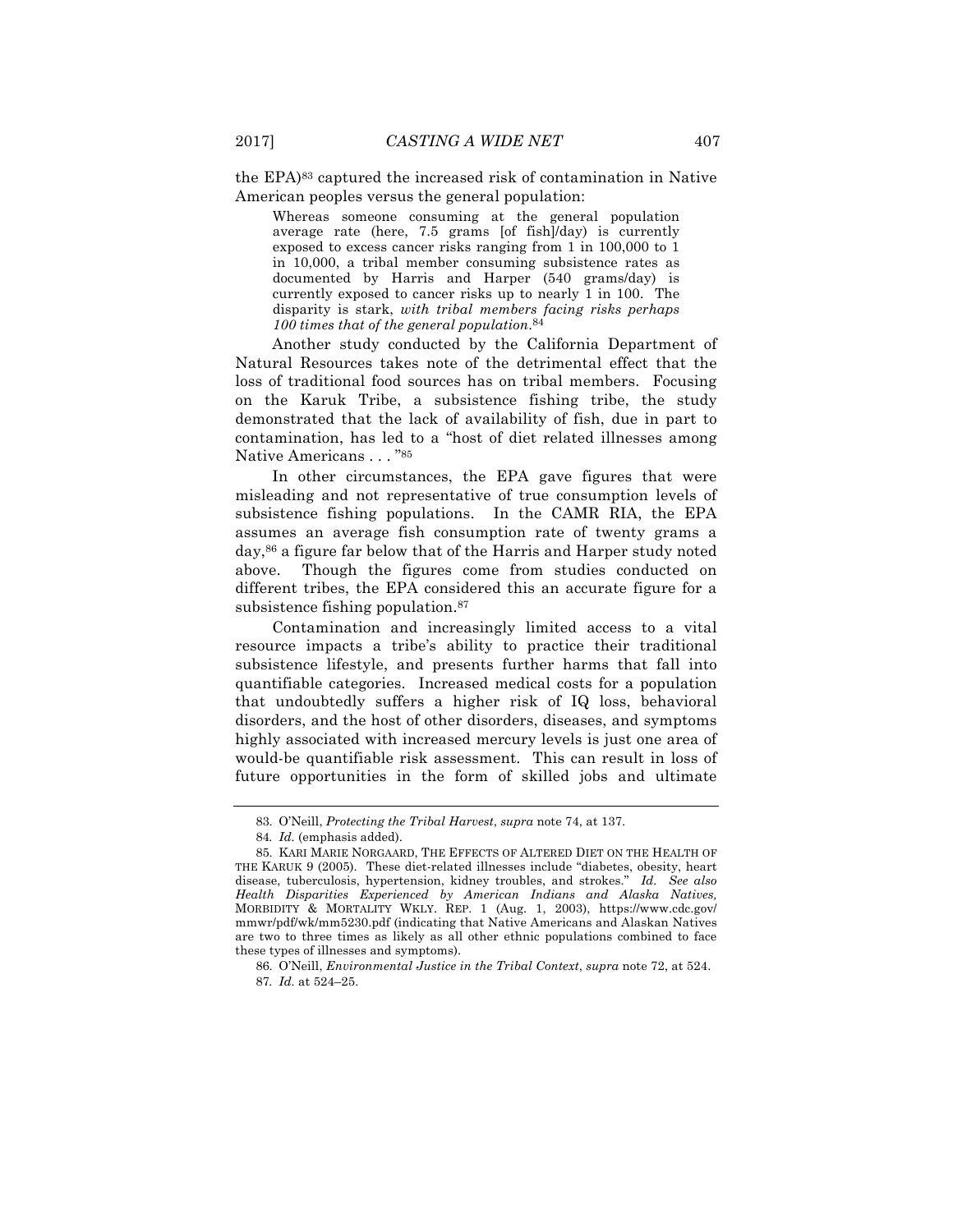the EPA)[83] captured the increased risk of contamination in Native American peoples versus the general population:

> Whereas someone consuming at the general population average rate (here, 7.5 grams [of fish]/day) is currently exposed to excess cancer risks ranging from 1 in 100,000 to 1 in 10,000, a tribal member consuming subsistence rates as documented by Harris and Harper (540 grams/day) is currently exposed to cancer risks up to nearly 1 in 100. The disparity is stark, *with tribal members facing risks perhaps 100 times that of the general population*.[84]

Another study conducted by the California Department of Natural Resources takes note of the detrimental effect that the loss of traditional food sources has on tribal members. Focusing on the Karuk Tribe, a subsistence fishing tribe, the study demonstrated that the lack of availability of fish, due in part to contamination, has led to a "host of diet related illnesses among Native Americans . . . "[85]

In other circumstances, the EPA gave figures that were misleading and not representative of true consumption levels of subsistence fishing populations. In the CAMR RIA, the EPA assumes an average fish consumption rate of twenty grams a day,[86] a figure far below that of the Harris and Harper study noted above. Though the figures come from studies conducted on different tribes, the EPA considered this an accurate figure for a subsistence fishing population.[87]

Contamination and increasingly limited access to a vital resource impacts a tribe's ability to practice their traditional subsistence lifestyle, and presents further harms that fall into quantifiable categories. Increased medical costs for a population that undoubtedly suffers a higher risk of IQ loss, behavioral disorders, and the host of other disorders, diseases, and symptoms highly associated with increased mercury levels is just one area of would-be quantifiable risk assessment. This can result in loss of future opportunities in the form of skilled jobs and ultimate

---

83. O'Neill, *Protecting the Tribal Harvest*, *supra* note 74, at 137.

84. *Id.* (emphasis added).

85. KARI MARIE NORGAARD, THE EFFECTS OF ALTERED DIET ON THE HEALTH OF THE KARUK 9 (2005). These diet-related illnesses include "diabetes, obesity, heart disease, tuberculosis, hypertension, kidney troubles, and strokes." *Id*. *See also Health Disparities Experienced by American Indians and Alaska Natives,* MORBIDITY & MORTALITY WKLY. REP. 1 (Aug. 1, 2003), https://www.cdc.gov/mmwr/pdf/wk/mm5230.pdf (indicating that Native Americans and Alaskan Natives are two to three times as likely as all other ethnic populations combined to face these types of illnesses and symptoms).

86. O'Neill, *Environmental Justice in the Tribal Context*, *supra* note 72, at 524.

87. *Id.* at 524–25.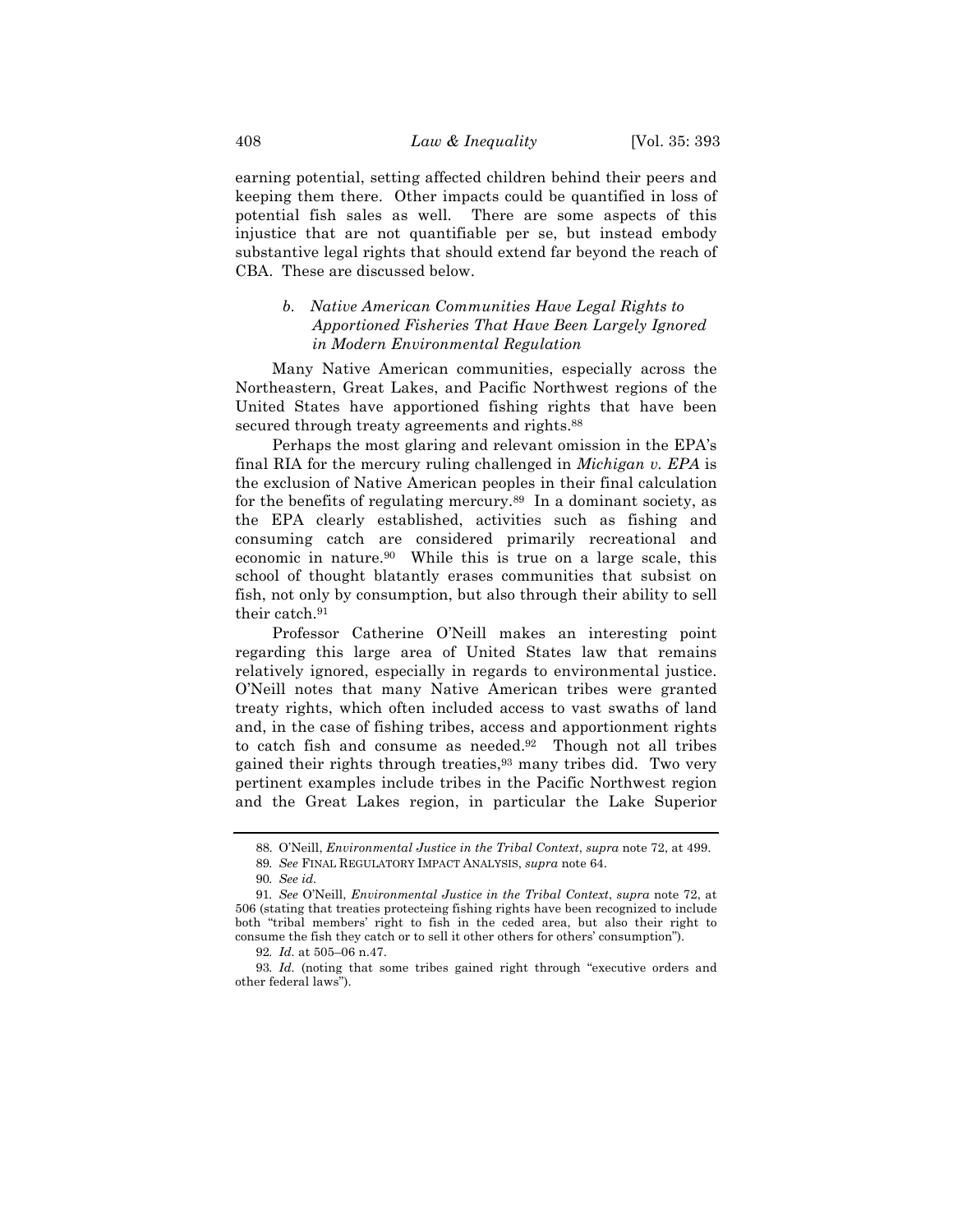earning potential, setting affected children behind their peers and keeping them there. Other impacts could be quantified in loss of potential fish sales as well. There are some aspects of this injustice that are not quantifiable per se, but instead embody substantive legal rights that should extend far beyond the reach of CBA. These are discussed below.

#### *b. Native American Communities Have Legal Rights to Apportioned Fisheries That Have Been Largely Ignored in Modern Environmental Regulation*

Many Native American communities, especially across the Northeastern, Great Lakes, and Pacific Northwest regions of the United States have apportioned fishing rights that have been secured through treaty agreements and rights.[88]

Perhaps the most glaring and relevant omission in the EPA's final RIA for the mercury ruling challenged in *Michigan v. EPA* is the exclusion of Native American peoples in their final calculation for the benefits of regulating mercury.[89] In a dominant society, as the EPA clearly established, activities such as fishing and consuming catch are considered primarily recreational and economic in nature.[90] While this is true on a large scale, this school of thought blatantly erases communities that subsist on fish, not only by consumption, but also through their ability to sell their catch.[91]

Professor Catherine O'Neill makes an interesting point regarding this large area of United States law that remains relatively ignored, especially in regards to environmental justice. O'Neill notes that many Native American tribes were granted treaty rights, which often included access to vast swaths of land and, in the case of fishing tribes, access and apportionment rights to catch fish and consume as needed.[92] Though not all tribes gained their rights through treaties,[93] many tribes did. Two very pertinent examples include tribes in the Pacific Northwest region and the Great Lakes region, in particular the Lake Superior

---

88. O'Neill, *Environmental Justice in the Tribal Context*, *supra* note 72, at 499.

89. *See* FINAL REGULATORY IMPACT ANALYSIS, *supra* note 64.

90. *See id.*

91. *See* O'Neill, *Environmental Justice in the Tribal Context*, *supra* note 72, at 506 (stating that treaties protecteing fishing rights have been recognized to include both "tribal members' right to fish in the ceded area, but also their right to consume the fish they catch or to sell it other others for others' consumption").

92. *Id.* at 505–06 n.47.

93. *Id.* (noting that some tribes gained right through "executive orders and other federal laws").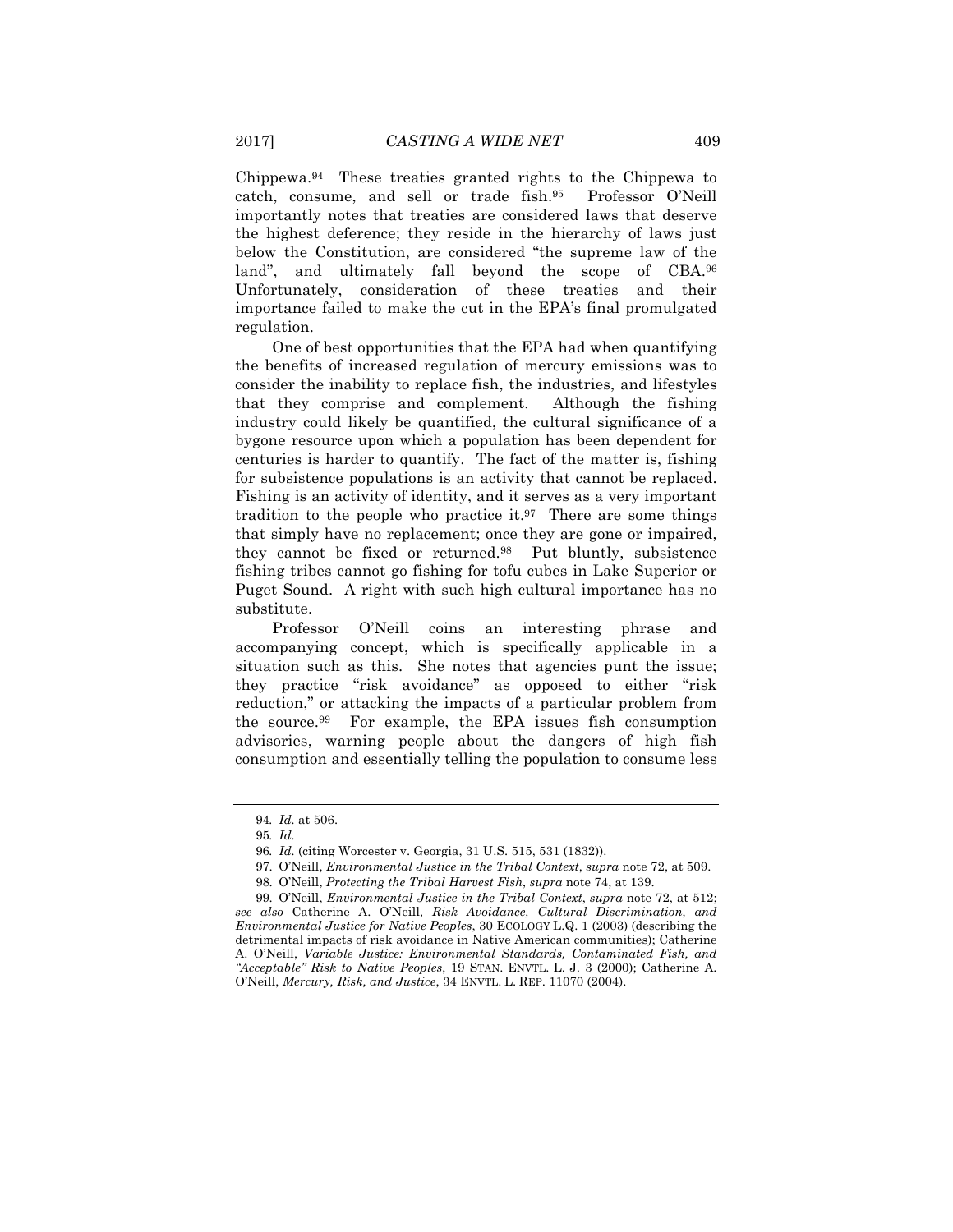Chippewa.[94] These treaties granted rights to the Chippewa to catch, consume, and sell or trade fish.[95] Professor O'Neill importantly notes that treaties are considered laws that deserve the highest deference; they reside in the hierarchy of laws just below the Constitution, are considered "the supreme law of the land", and ultimately fall beyond the scope of CBA.[96] Unfortunately, consideration of these treaties and their importance failed to make the cut in the EPA's final promulgated regulation.

One of best opportunities that the EPA had when quantifying the benefits of increased regulation of mercury emissions was to consider the inability to replace fish, the industries, and lifestyles that they comprise and complement. Although the fishing industry could likely be quantified, the cultural significance of a bygone resource upon which a population has been dependent for centuries is harder to quantify. The fact of the matter is, fishing for subsistence populations is an activity that cannot be replaced. Fishing is an activity of identity, and it serves as a very important tradition to the people who practice it.[97] There are some things that simply have no replacement; once they are gone or impaired, they cannot be fixed or returned.[98] Put bluntly, subsistence fishing tribes cannot go fishing for tofu cubes in Lake Superior or Puget Sound. A right with such high cultural importance has no substitute.

Professor O'Neill coins an interesting phrase and accompanying concept, which is specifically applicable in a situation such as this. She notes that agencies punt the issue; they practice "risk avoidance" as opposed to either "risk reduction," or attacking the impacts of a particular problem from the source.[99] For example, the EPA issues fish consumption advisories, warning people about the dangers of high fish consumption and essentially telling the population to consume less

---

94. *Id.* at 506.

95. *Id.*

96. *Id.* (citing Worcester v. Georgia, 31 U.S. 515, 531 (1832)).

97. O'Neill, *Environmental Justice in the Tribal Context*, *supra* note 72, at 509.

98. O'Neill, *Protecting the Tribal Harvest Fish*, *supra* note 74, at 139.

99. O'Neill, *Environmental Justice in the Tribal Context*, *supra* note 72, at 512; *see also* Catherine A. O'Neill, *Risk Avoidance, Cultural Discrimination, and Environmental Justice for Native Peoples*, 30 ECOLOGY L.Q. 1 (2003) (describing the detrimental impacts of risk avoidance in Native American communities); Catherine A. O'Neill, *Variable Justice: Environmental Standards, Contaminated Fish, and "Acceptable" Risk to Native Peoples*, 19 STAN. ENVTL. L. J. 3 (2000); Catherine A. O'Neill, *Mercury, Risk, and Justice*, 34 ENVTL. L. REP. 11070 (2004).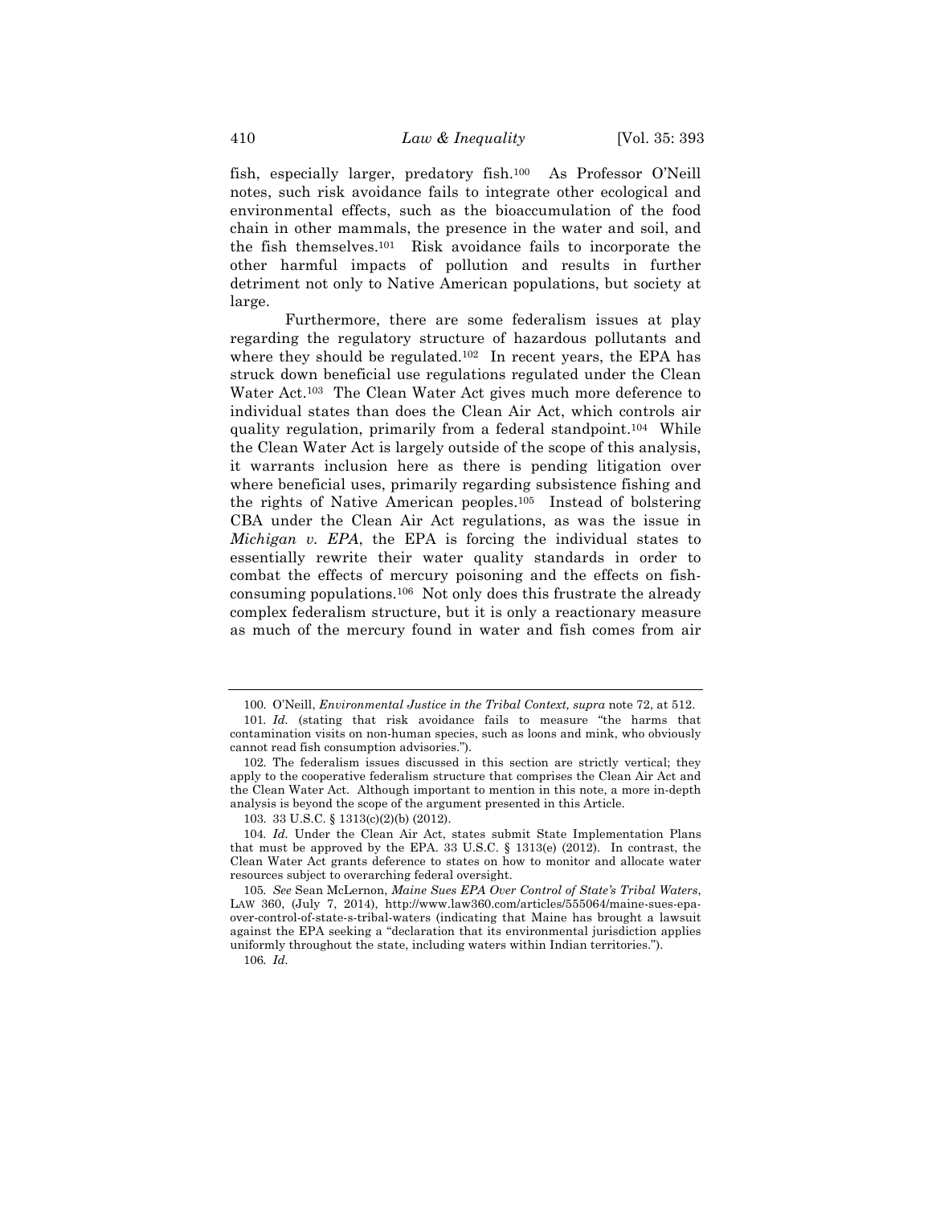fish, especially larger, predatory fish.[100] As Professor O'Neill notes, such risk avoidance fails to integrate other ecological and environmental effects, such as the bioaccumulation of the food chain in other mammals, the presence in the water and soil, and the fish themselves.[101] Risk avoidance fails to incorporate the other harmful impacts of pollution and results in further detriment not only to Native American populations, but society at large.

Furthermore, there are some federalism issues at play regarding the regulatory structure of hazardous pollutants and where they should be regulated.[102] In recent years, the EPA has struck down beneficial use regulations regulated under the Clean Water Act.[103] The Clean Water Act gives much more deference to individual states than does the Clean Air Act, which controls air quality regulation, primarily from a federal standpoint.[104] While the Clean Water Act is largely outside of the scope of this analysis, it warrants inclusion here as there is pending litigation over where beneficial uses, primarily regarding subsistence fishing and the rights of Native American peoples.[105] Instead of bolstering CBA under the Clean Air Act regulations, as was the issue in *Michigan v. EPA*, the EPA is forcing the individual states to essentially rewrite their water quality standards in order to combat the effects of mercury poisoning and the effects on fish-consuming populations.[106] Not only does this frustrate the already complex federalism structure, but it is only a reactionary measure as much of the mercury found in water and fish comes from air

---

100. O'Neill, *Environmental Justice in the Tribal Context, supra* note 72, at 512.

101. *Id.* (stating that risk avoidance fails to measure "the harms that contamination visits on non-human species, such as loons and mink, who obviously cannot read fish consumption advisories.").

102. The federalism issues discussed in this section are strictly vertical; they apply to the cooperative federalism structure that comprises the Clean Air Act and the Clean Water Act. Although important to mention in this note, a more in-depth analysis is beyond the scope of the argument presented in this Article.

103. 33 U.S.C. § 1313(c)(2)(b) (2012).

104. *Id.* Under the Clean Air Act, states submit State Implementation Plans that must be approved by the EPA. 33 U.S.C. § 1313(e) (2012). In contrast, the Clean Water Act grants deference to states on how to monitor and allocate water resources subject to overarching federal oversight.

105. *See* Sean McLernon, *Maine Sues EPA Over Control of State's Tribal Waters*, LAW 360, (July 7, 2014), http://www.law360.com/articles/555064/maine-sues-epa-over-control-of-state-s-tribal-waters (indicating that Maine has brought a lawsuit against the EPA seeking a "declaration that its environmental jurisdiction applies uniformly throughout the state, including waters within Indian territories.").

106. *Id.*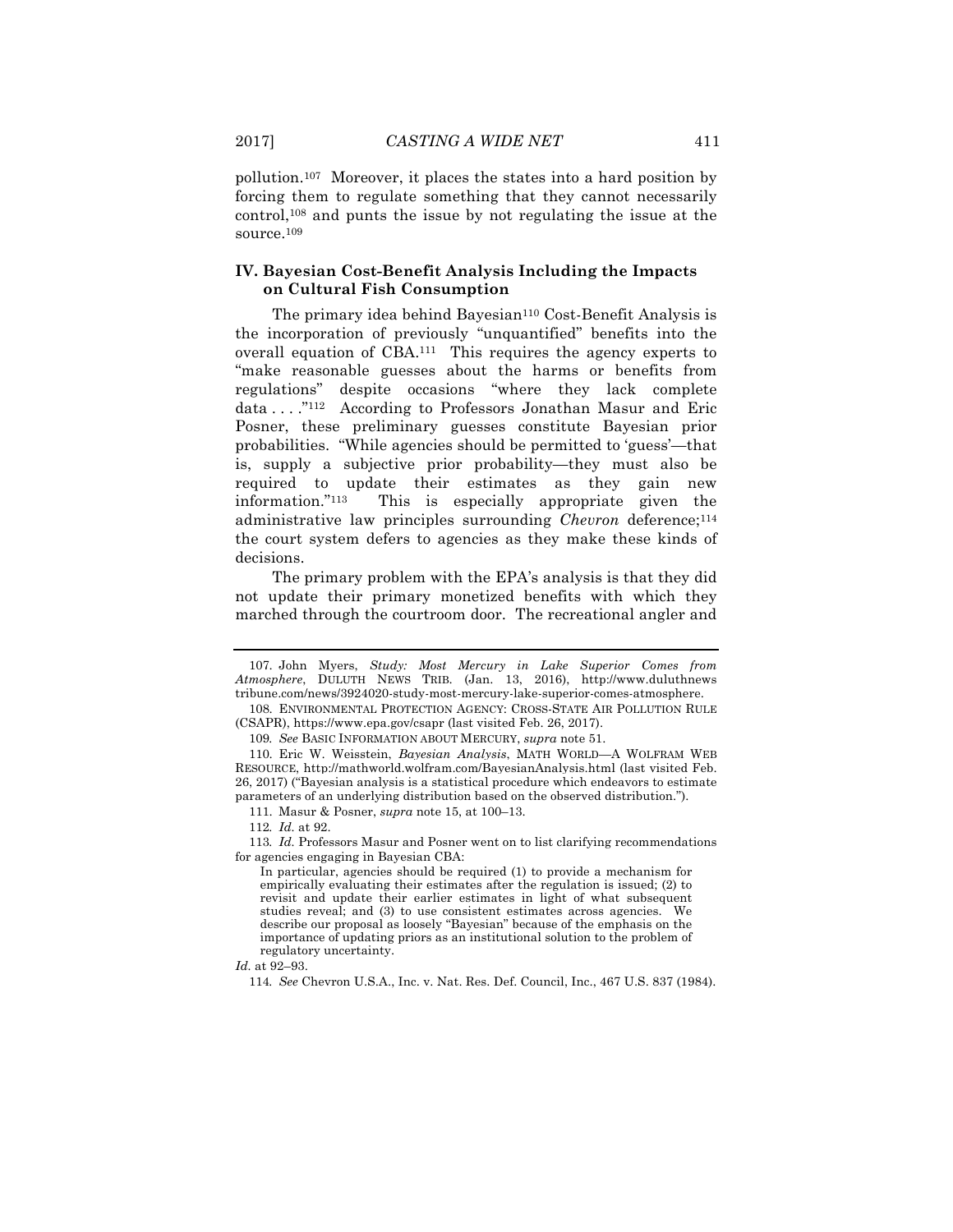pollution.[107] Moreover, it places the states into a hard position by forcing them to regulate something that they cannot necessarily control,[108] and punts the issue by not regulating the issue at the source.[109]

### IV. Bayesian Cost-Benefit Analysis Including the Impacts on Cultural Fish Consumption

The primary idea behind Bayesian[110] Cost-Benefit Analysis is the incorporation of previously "unquantified" benefits into the overall equation of CBA.[111] This requires the agency experts to "make reasonable guesses about the harms or benefits from regulations" despite occasions "where they lack complete data . . . ."[112] According to Professors Jonathan Masur and Eric Posner, these preliminary guesses constitute Bayesian prior probabilities. "While agencies should be permitted to 'guess'—that is, supply a subjective prior probability—they must also be required to update their estimates as they gain new information."[113] This is especially appropriate given the administrative law principles surrounding *Chevron* deference;[114] the court system defers to agencies as they make these kinds of decisions.

The primary problem with the EPA's analysis is that they did not update their primary monetized benefits with which they marched through the courtroom door. The recreational angler and

---

107. John Myers, *Study: Most Mercury in Lake Superior Comes from Atmosphere*, DULUTH NEWS TRIB. (Jan. 13, 2016), http://www.duluthnewstribune.com/news/3924020-study-most-mercury-lake-superior-comes-atmosphere.

108. ENVIRONMENTAL PROTECTION AGENCY: CROSS-STATE AIR POLLUTION RULE (CSAPR), https://www.epa.gov/csapr (last visited Feb. 26, 2017).

109. *See* BASIC INFORMATION ABOUT MERCURY, *supra* note 51.

110. Eric W. Weisstein, *Bayesian Analysis*, MATH WORLD—A WOLFRAM WEB RESOURCE, http://mathworld.wolfram.com/BayesianAnalysis.html (last visited Feb. 26, 2017) ("Bayesian analysis is a statistical procedure which endeavors to estimate parameters of an underlying distribution based on the observed distribution.").

111. Masur & Posner, *supra* note 15, at 100–13.

112. *Id.* at 92.

113. *Id.* Professors Masur and Posner went on to list clarifying recommendations for agencies engaging in Bayesian CBA:

> In particular, agencies should be required (1) to provide a mechanism for empirically evaluating their estimates after the regulation is issued; (2) to revisit and update their earlier estimates in light of what subsequent studies reveal; and (3) to use consistent estimates across agencies. We describe our proposal as loosely "Bayesian" because of the emphasis on the importance of updating priors as an institutional solution to the problem of regulatory uncertainty.

*Id.* at 92–93.

114. *See* Chevron U.S.A., Inc. v. Nat. Res. Def. Council, Inc., 467 U.S. 837 (1984).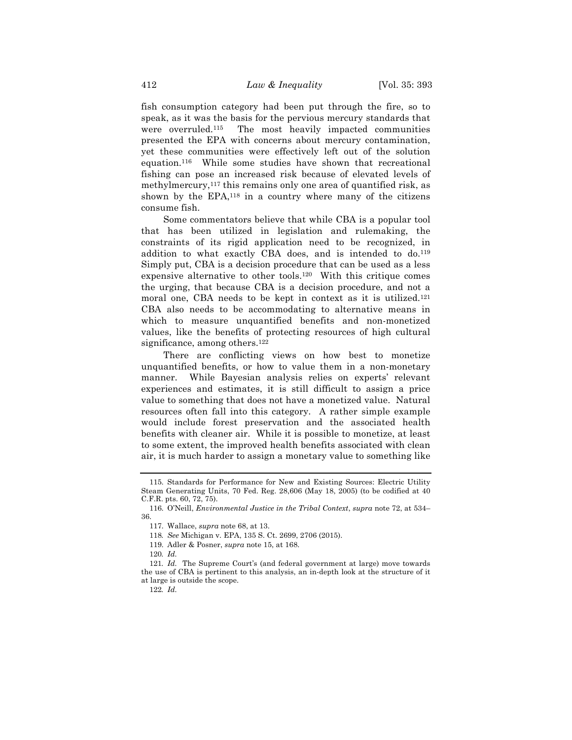fish consumption category had been put through the fire, so to speak, as it was the basis for the pervious mercury standards that were overruled.[115] The most heavily impacted communities presented the EPA with concerns about mercury contamination, yet these communities were effectively left out of the solution equation.[116] While some studies have shown that recreational fishing can pose an increased risk because of elevated levels of methylmercury,[117] this remains only one area of quantified risk, as shown by the EPA,[118] in a country where many of the citizens consume fish.

Some commentators believe that while CBA is a popular tool that has been utilized in legislation and rulemaking, the constraints of its rigid application need to be recognized, in addition to what exactly CBA does, and is intended to do.[119] Simply put, CBA is a decision procedure that can be used as a less expensive alternative to other tools.[120] With this critique comes the urging, that because CBA is a decision procedure, and not a moral one, CBA needs to be kept in context as it is utilized.[121] CBA also needs to be accommodating to alternative means in which to measure unquantified benefits and non-monetized values, like the benefits of protecting resources of high cultural significance, among others.[122]

There are conflicting views on how best to monetize unquantified benefits, or how to value them in a non-monetary manner. While Bayesian analysis relies on experts' relevant experiences and estimates, it is still difficult to assign a price value to something that does not have a monetized value. Natural resources often fall into this category. A rather simple example would include forest preservation and the associated health benefits with cleaner air. While it is possible to monetize, at least to some extent, the improved health benefits associated with clean air, it is much harder to assign a monetary value to something like

---

115. Standards for Performance for New and Existing Sources: Electric Utility Steam Generating Units, 70 Fed. Reg. 28,606 (May 18, 2005) (to be codified at 40 C.F.R. pts. 60, 72, 75).

116. O'Neill, *Environmental Justice in the Tribal Context*, *supra* note 72, at 534–36.

117. Wallace, *supra* note 68, at 13.

118. *See* Michigan v. EPA, 135 S. Ct. 2699, 2706 (2015).

119. Adler & Posner, *supra* note 15, at 168.

120. *Id.*

121. *Id.* The Supreme Court's (and federal government at large) move towards the use of CBA is pertinent to this analysis, an in-depth look at the structure of it at large is outside the scope.

122. *Id.*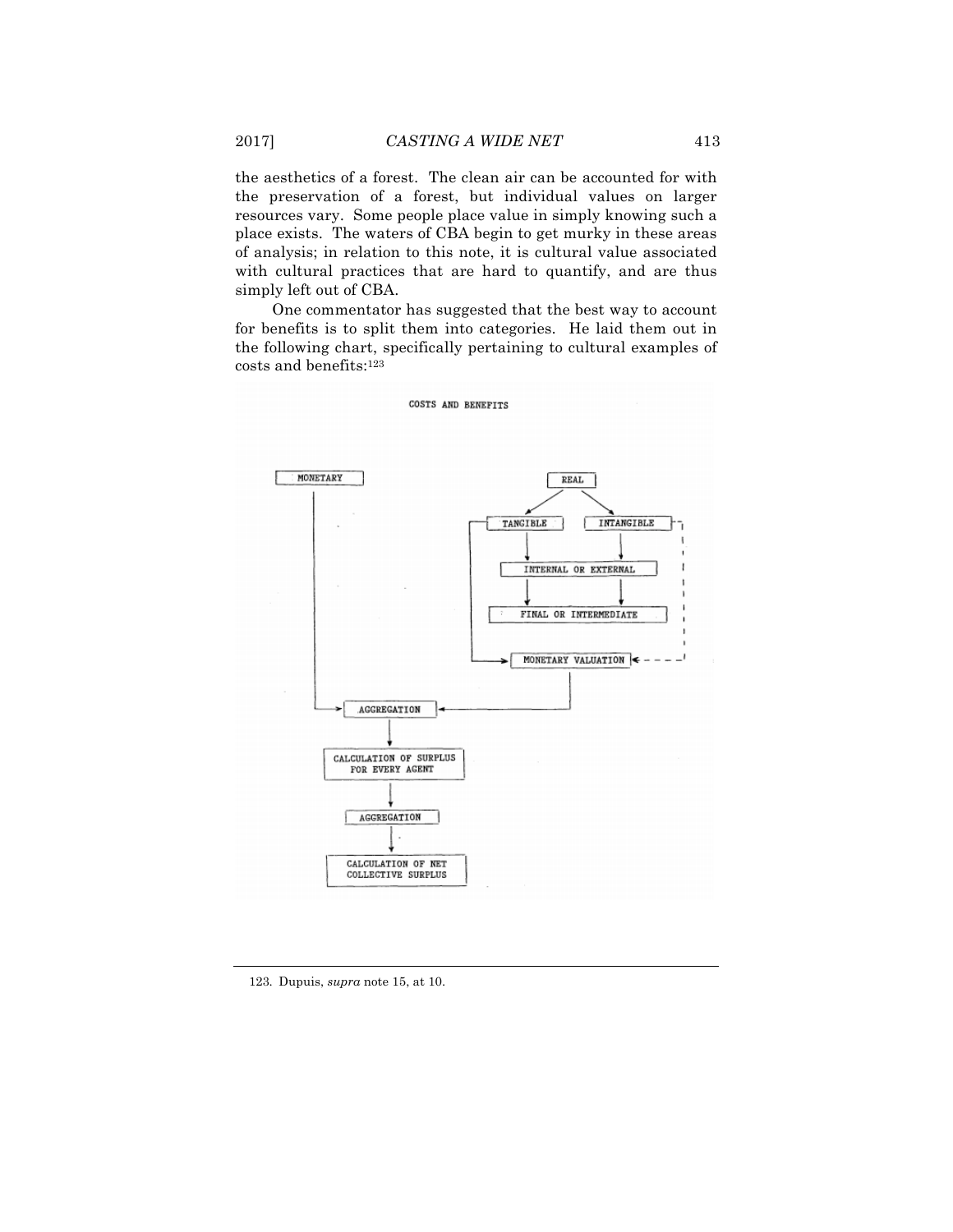the aesthetics of a forest. The clean air can be accounted for with the preservation of a forest, but individual values on larger resources vary. Some people place value in simply knowing such a place exists. The waters of CBA begin to get murky in these areas of analysis; in relation to this note, it is cultural value associated with cultural practices that are hard to quantify, and are thus simply left out of CBA.

One commentator has suggested that the best way to account for benefits is to split them into categories. He laid them out in the following chart, specifically pertaining to cultural examples of costs and benefits:[123]

COSTS AND BENEFITS

```
MONETARY                                   REAL
   |                                      /    \
   |                             TANGIBLE      INTANGIBLE
   |                                |              |
   |                             INTERNAL OR EXTERNAL
   |                                |              |
   |                             FINAL OR INTERMEDIATE
   |                                       |
   |                             MONETARY VALUATION
   |                                       |
   +------------> AGGREGATION <------------+
                       |
         CALCULATION OF SURPLUS FOR EVERY AGENT
                       |
                  AGGREGATION
                       |
         CALCULATION OF NET COLLECTIVE SURPLUS
```

123. Dupuis, *supra* note 15, at 10.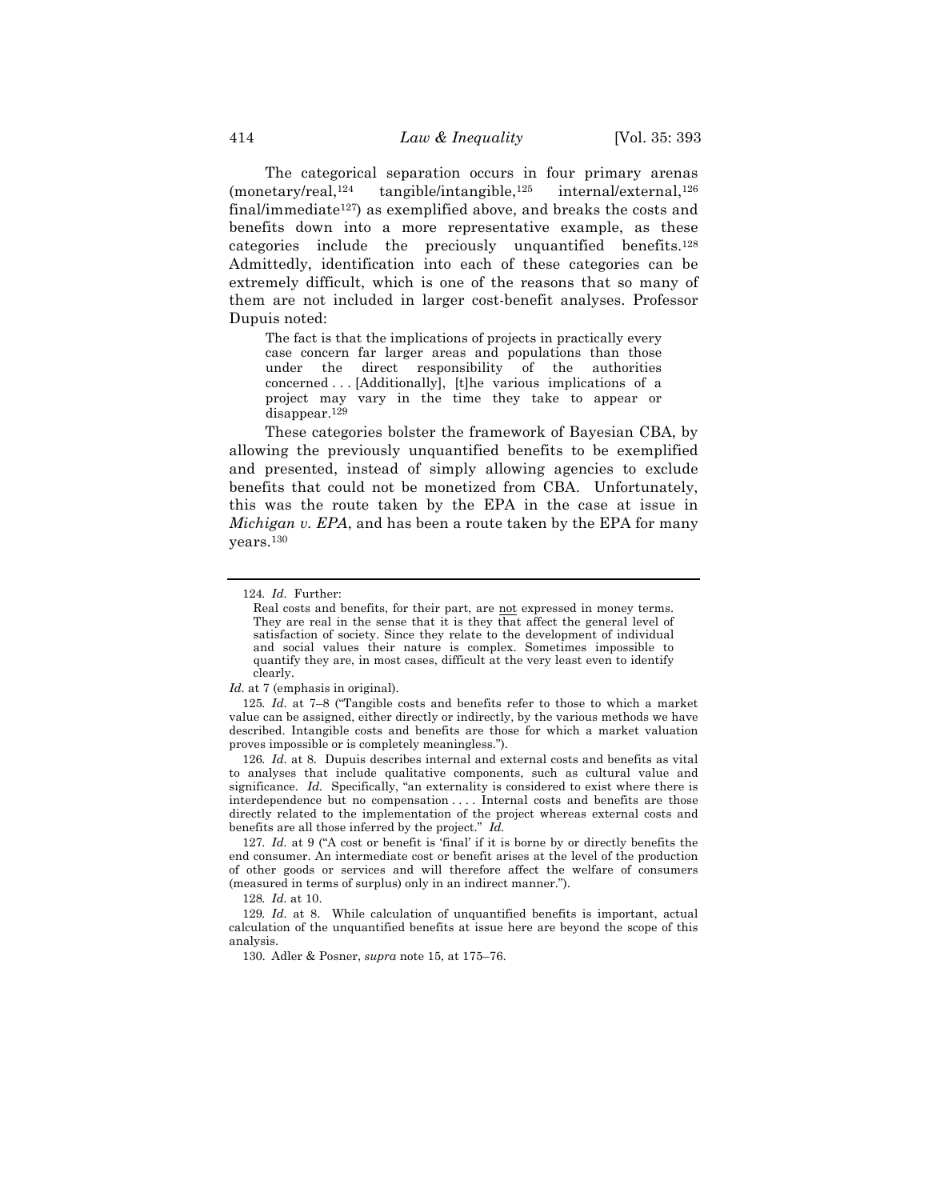The categorical separation occurs in four primary arenas (monetary/real,[124] tangible/intangible,[125] internal/external,[126] final/immediate[127]) as exemplified above, and breaks the costs and benefits down into a more representative example, as these categories include the preciously unquantified benefits.[128] Admittedly, identification into each of these categories can be extremely difficult, which is one of the reasons that so many of them are not included in larger cost-benefit analyses. Professor Dupuis noted:

> The fact is that the implications of projects in practically every case concern far larger areas and populations than those under the direct responsibility of the authorities concerned . . . [Additionally], [t]he various implications of a project may vary in the time they take to appear or disappear.[129]

These categories bolster the framework of Bayesian CBA, by allowing the previously unquantified benefits to be exemplified and presented, instead of simply allowing agencies to exclude benefits that could not be monetized from CBA. Unfortunately, this was the route taken by the EPA in the case at issue in *Michigan v. EPA*, and has been a route taken by the EPA for many years.[130]

---

124. *Id.* Further:

> Real costs and benefits, for their part, are not expressed in money terms. They are real in the sense that it is they that affect the general level of satisfaction of society. Since they relate to the development of individual and social values their nature is complex. Sometimes impossible to quantify they are, in most cases, difficult at the very least even to identify clearly.

*Id.* at 7 (emphasis in original).

125. *Id.* at 7–8 ("Tangible costs and benefits refer to those to which a market value can be assigned, either directly or indirectly, by the various methods we have described. Intangible costs and benefits are those for which a market valuation proves impossible or is completely meaningless.").

126. *Id.* at 8. Dupuis describes internal and external costs and benefits as vital to analyses that include qualitative components, such as cultural value and significance. *Id.* Specifically, "an externality is considered to exist where there is interdependence but no compensation . . . . Internal costs and benefits are those directly related to the implementation of the project whereas external costs and benefits are all those inferred by the project." *Id.*

127. *Id.* at 9 ("A cost or benefit is 'final' if it is borne by or directly benefits the end consumer. An intermediate cost or benefit arises at the level of the production of other goods or services and will therefore affect the welfare of consumers (measured in terms of surplus) only in an indirect manner.").

128. *Id.* at 10.

129. *Id.* at 8. While calculation of unquantified benefits is important, actual calculation of the unquantified benefits at issue here are beyond the scope of this analysis.

130. Adler & Posner, *supra* note 15, at 175–76.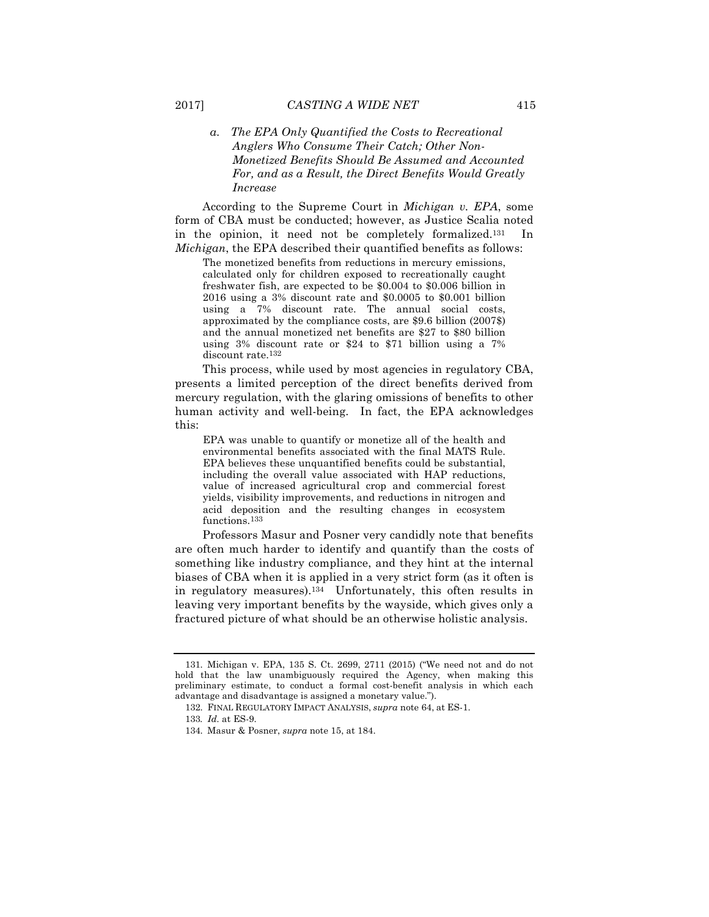#### a. *The EPA Only Quantified the Costs to Recreational Anglers Who Consume Their Catch; Other Non-Monetized Benefits Should Be Assumed and Accounted For, and as a Result, the Direct Benefits Would Greatly Increase*

According to the Supreme Court in *Michigan v. EPA*, some form of CBA must be conducted; however, as Justice Scalia noted in the opinion, it need not be completely formalized.[131] In *Michigan*, the EPA described their quantified benefits as follows:

> The monetized benefits from reductions in mercury emissions, calculated only for children exposed to recreationally caught freshwater fish, are expected to be $0.004 to $0.006 billion in 2016 using a 3% discount rate and $0.0005 to $0.001 billion using a 7% discount rate. The annual social costs, approximated by the compliance costs, are $9.6 billion (2007$) and the annual monetized net benefits are $27 to $80 billion using 3% discount rate or $24 to $71 billion using a 7% discount rate.[132]

This process, while used by most agencies in regulatory CBA, presents a limited perception of the direct benefits derived from mercury regulation, with the glaring omissions of benefits to other human activity and well-being. In fact, the EPA acknowledges this:

> EPA was unable to quantify or monetize all of the health and environmental benefits associated with the final MATS Rule. EPA believes these unquantified benefits could be substantial, including the overall value associated with HAP reductions, value of increased agricultural crop and commercial forest yields, visibility improvements, and reductions in nitrogen and acid deposition and the resulting changes in ecosystem functions.[133]

Professors Masur and Posner very candidly note that benefits are often much harder to identify and quantify than the costs of something like industry compliance, and they hint at the internal biases of CBA when it is applied in a very strict form (as it often is in regulatory measures).[134] Unfortunately, this often results in leaving very important benefits by the wayside, which gives only a fractured picture of what should be an otherwise holistic analysis.

---

131. Michigan v. EPA, 135 S. Ct. 2699, 2711 (2015) ("We need not and do not hold that the law unambiguously required the Agency, when making this preliminary estimate, to conduct a formal cost-benefit analysis in which each advantage and disadvantage is assigned a monetary value.").

132. FINAL REGULATORY IMPACT ANALYSIS, *supra* note 64, at ES-1.

133. *Id.* at ES-9.

134. Masur & Posner, *supra* note 15, at 184.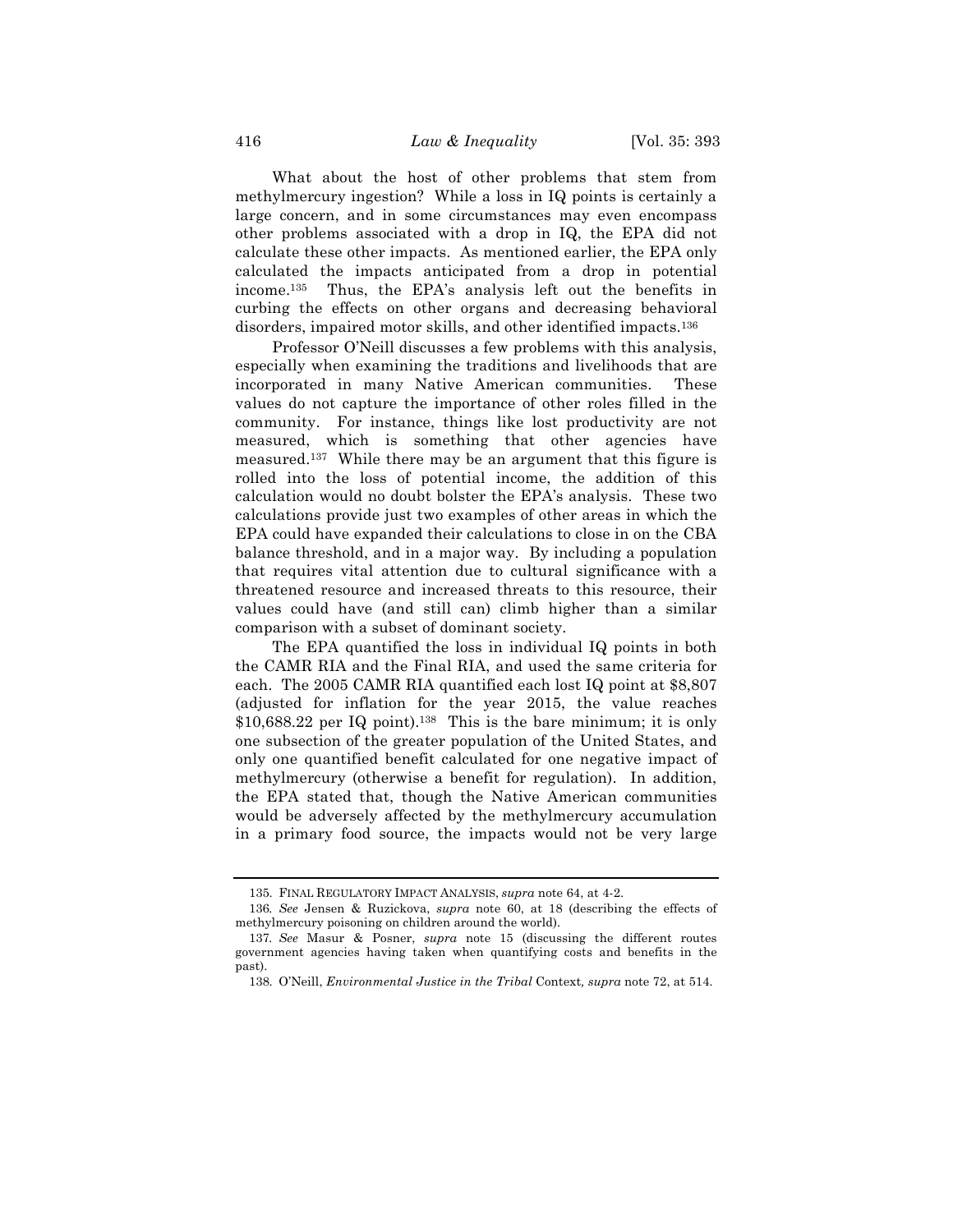What about the host of other problems that stem from methylmercury ingestion? While a loss in IQ points is certainly a large concern, and in some circumstances may even encompass other problems associated with a drop in IQ, the EPA did not calculate these other impacts. As mentioned earlier, the EPA only calculated the impacts anticipated from a drop in potential income.[135] Thus, the EPA's analysis left out the benefits in curbing the effects on other organs and decreasing behavioral disorders, impaired motor skills, and other identified impacts.[136]

Professor O'Neill discusses a few problems with this analysis, especially when examining the traditions and livelihoods that are incorporated in many Native American communities. These values do not capture the importance of other roles filled in the community. For instance, things like lost productivity are not measured, which is something that other agencies have measured.[137] While there may be an argument that this figure is rolled into the loss of potential income, the addition of this calculation would no doubt bolster the EPA's analysis. These two calculations provide just two examples of other areas in which the EPA could have expanded their calculations to close in on the CBA balance threshold, and in a major way. By including a population that requires vital attention due to cultural significance with a threatened resource and increased threats to this resource, their values could have (and still can) climb higher than a similar comparison with a subset of dominant society.

The EPA quantified the loss in individual IQ points in both the CAMR RIA and the Final RIA, and used the same criteria for each. The 2005 CAMR RIA quantified each lost IQ point at $8,807 (adjusted for inflation for the year 2015, the value reaches $10,688.22 per IQ point).[138] This is the bare minimum; it is only one subsection of the greater population of the United States, and only one quantified benefit calculated for one negative impact of methylmercury (otherwise a benefit for regulation). In addition, the EPA stated that, though the Native American communities would be adversely affected by the methylmercury accumulation in a primary food source, the impacts would not be very large

---

135. FINAL REGULATORY IMPACT ANALYSIS, *supra* note 64, at 4-2.

136. *See* Jensen & Ruzickova, *supra* note 60, at 18 (describing the effects of methylmercury poisoning on children around the world).

137. *See* Masur & Posner, *supra* note 15 (discussing the different routes government agencies having taken when quantifying costs and benefits in the past).

138. O'Neill, *Environmental Justice in the Tribal* Context*, supra* note 72, at 514.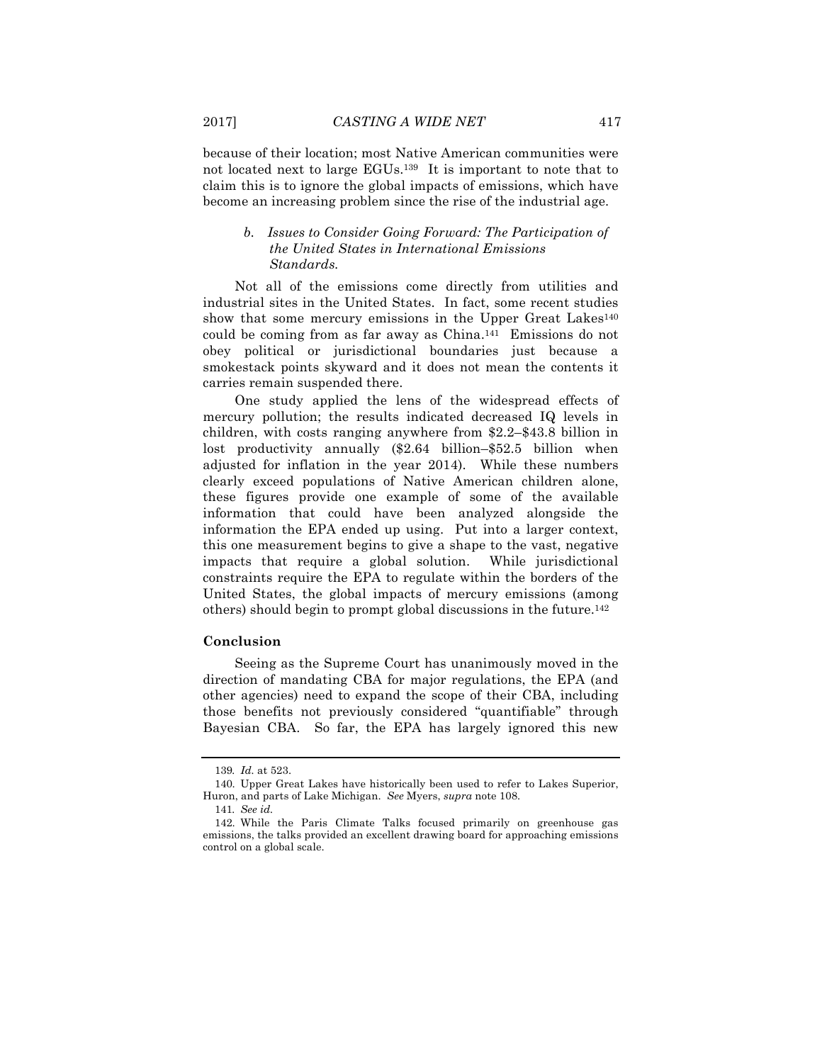because of their location; most Native American communities were not located next to large EGUs.[139] It is important to note that to claim this is to ignore the global impacts of emissions, which have become an increasing problem since the rise of the industrial age.

### *b. Issues to Consider Going Forward: The Participation of the United States in International Emissions Standards.*

Not all of the emissions come directly from utilities and industrial sites in the United States. In fact, some recent studies show that some mercury emissions in the Upper Great Lakes[140] could be coming from as far away as China.[141] Emissions do not obey political or jurisdictional boundaries just because a smokestack points skyward and it does not mean the contents it carries remain suspended there.

One study applied the lens of the widespread effects of mercury pollution; the results indicated decreased IQ levels in children, with costs ranging anywhere from $2.2–$43.8 billion in lost productivity annually ($2.64 billion–$52.5 billion when adjusted for inflation in the year 2014). While these numbers clearly exceed populations of Native American children alone, these figures provide one example of some of the available information that could have been analyzed alongside the information the EPA ended up using. Put into a larger context, this one measurement begins to give a shape to the vast, negative impacts that require a global solution. While jurisdictional constraints require the EPA to regulate within the borders of the United States, the global impacts of mercury emissions (among others) should begin to prompt global discussions in the future.[142]

## Conclusion

Seeing as the Supreme Court has unanimously moved in the direction of mandating CBA for major regulations, the EPA (and other agencies) need to expand the scope of their CBA, including those benefits not previously considered "quantifiable" through Bayesian CBA. So far, the EPA has largely ignored this new

---

139. *Id.* at 523.

140. Upper Great Lakes have historically been used to refer to Lakes Superior, Huron, and parts of Lake Michigan. *See* Myers, *supra* note 108.

141. *See id.*

142. While the Paris Climate Talks focused primarily on greenhouse gas emissions, the talks provided an excellent drawing board for approaching emissions control on a global scale.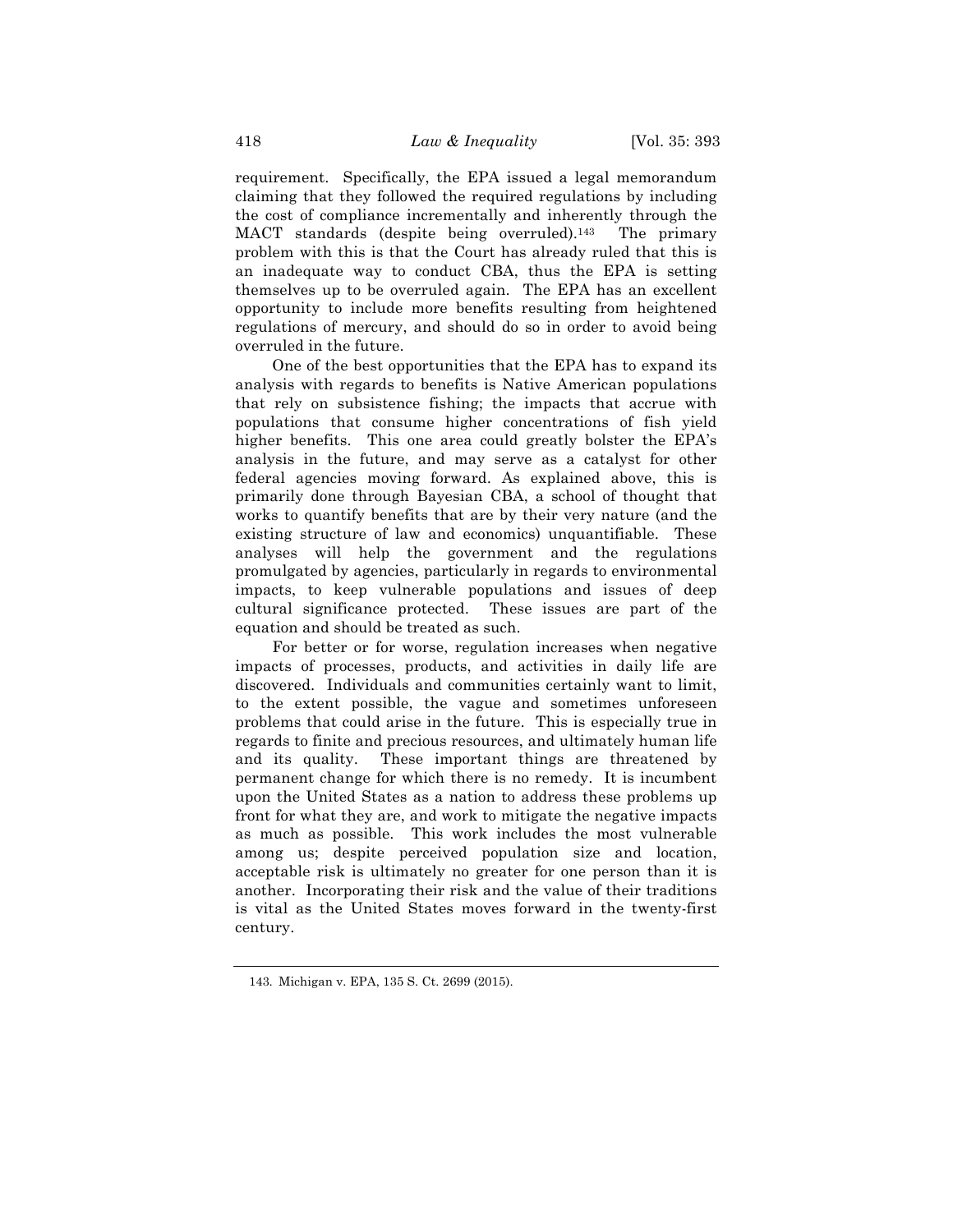requirement. Specifically, the EPA issued a legal memorandum claiming that they followed the required regulations by including the cost of compliance incrementally and inherently through the MACT standards (despite being overruled).[143] The primary problem with this is that the Court has already ruled that this is an inadequate way to conduct CBA, thus the EPA is setting themselves up to be overruled again. The EPA has an excellent opportunity to include more benefits resulting from heightened regulations of mercury, and should do so in order to avoid being overruled in the future.

One of the best opportunities that the EPA has to expand its analysis with regards to benefits is Native American populations that rely on subsistence fishing; the impacts that accrue with populations that consume higher concentrations of fish yield higher benefits. This one area could greatly bolster the EPA's analysis in the future, and may serve as a catalyst for other federal agencies moving forward. As explained above, this is primarily done through Bayesian CBA, a school of thought that works to quantify benefits that are by their very nature (and the existing structure of law and economics) unquantifiable. These analyses will help the government and the regulations promulgated by agencies, particularly in regards to environmental impacts, to keep vulnerable populations and issues of deep cultural significance protected. These issues are part of the equation and should be treated as such.

For better or for worse, regulation increases when negative impacts of processes, products, and activities in daily life are discovered. Individuals and communities certainly want to limit, to the extent possible, the vague and sometimes unforeseen problems that could arise in the future. This is especially true in regards to finite and precious resources, and ultimately human life and its quality. These important things are threatened by permanent change for which there is no remedy. It is incumbent upon the United States as a nation to address these problems up front for what they are, and work to mitigate the negative impacts as much as possible. This work includes the most vulnerable among us; despite perceived population size and location, acceptable risk is ultimately no greater for one person than it is another. Incorporating their risk and the value of their traditions is vital as the United States moves forward in the twenty-first century.

---

143. Michigan v. EPA, 135 S. Ct. 2699 (2015).